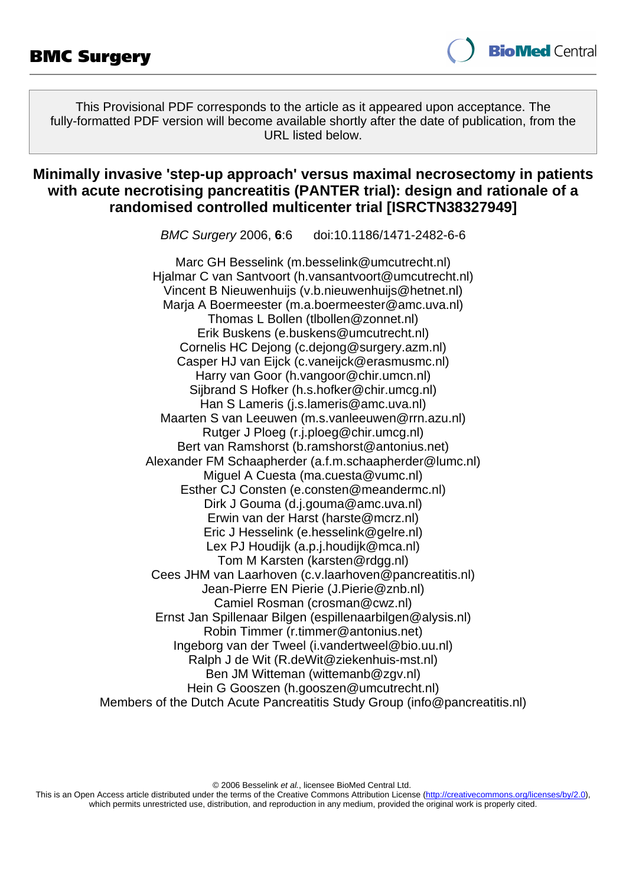# BMC Surgery

This Provisional PDF corresponds to the article as it appeared upon acceptance. The fully-formatted PDF version will become available shortly after the date of publication, from the URL listed below.

## Minimally invasive 'step-up approach' versus maximal necrosectomy in patients with acute necrotising pancreatitis (PANTER trial): design and rationale of a randomised controlled multicenter trial [ISRCTN38327949]

*BMC Surgery* 2006, **6**:6 doi:10.1186/1471-2482-6-6

Marc GH Besselink (m.besselink@umcutrecht.nl)
Hjalmar C van Santvoort (h.vansantvoort@umcutrecht.nl)
Vincent B Nieuwenhuijs (v.b.nieuwenhuijs@hetnet.nl)
Marja A Boermeester (m.a.boermeester@amc.uva.nl)
Thomas L Bollen (tlbollen@zonnet.nl)
Erik Buskens (e.buskens@umcutrecht.nl)
Cornelis HC Dejong (c.dejong@surgery.azm.nl)
Casper HJ van Eijck (c.vaneijck@erasmusmc.nl)
Harry van Goor (h.vangoor@chir.umcn.nl)
Sijbrand S Hofker (h.s.hofker@chir.umcg.nl)
Han S Lameris (j.s.lameris@amc.uva.nl)
Maarten S van Leeuwen (m.s.vanleeuwen@rrn.azu.nl)
Rutger J Ploeg (r.j.ploeg@chir.umcg.nl)
Bert van Ramshorst (b.ramshorst@antonius.net)
Alexander FM Schaapherder (a.f.m.schaapherder@lumc.nl)
Miguel A Cuesta (ma.cuesta@vumc.nl)
Esther CJ Consten (e.consten@meandermc.nl)
Dirk J Gouma (d.j.gouma@amc.uva.nl)
Erwin van der Harst (harste@mcrz.nl)
Eric J Hesselink (e.hesselink@gelre.nl)
Lex PJ Houdijk (a.p.j.houdijk@mca.nl)
Tom M Karsten (karsten@rdgg.nl)
Cees JHM van Laarhoven (c.v.laarhoven@pancreatitis.nl)
Jean-Pierre EN Pierie (J.Pierie@znb.nl)
Camiel Rosman (crosman@cwz.nl)
Ernst Jan Spillenaar Bilgen (espillenaarbilgen@alysis.nl)
Robin Timmer (r.timmer@antonius.net)
Ingeborg van der Tweel (i.vandertweel@bio.uu.nl)
Ralph J de Wit (R.deWit@ziekenhuis-mst.nl)
Ben JM Witteman (wittemanb@zgv.nl)
Hein G Gooszen (h.gooszen@umcutrecht.nl)
Members of the Dutch Acute Pancreatitis Study Group (info@pancreatitis.nl)

© 2006 Besselink *et al.*, licensee BioMed Central Ltd.
This is an Open Access article distributed under the terms of the Creative Commons Attribution License (http://creativecommons.org/licenses/by/2.0), which permits unrestricted use, distribution, and reproduction in any medium, provided the original work is properly cited.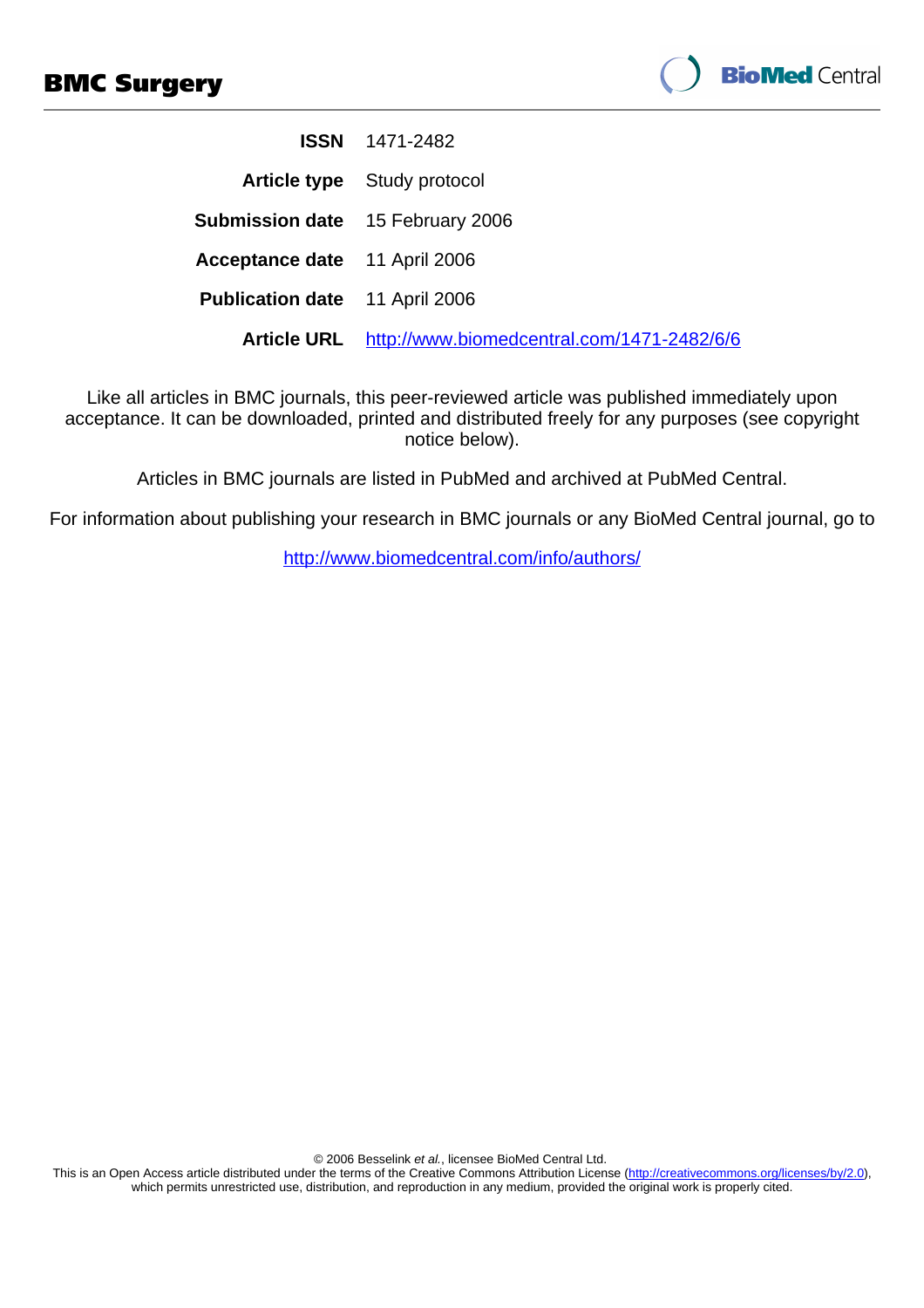# BMC Surgery

| | |
|---|---|
| **ISSN** | 1471-2482 |
| **Article type** | Study protocol |
| **Submission date** | 15 February 2006 |
| **Acceptance date** | 11 April 2006 |
| **Publication date** | 11 April 2006 |
| **Article URL** | http://www.biomedcentral.com/1471-2482/6/6 |

Like all articles in BMC journals, this peer-reviewed article was published immediately upon acceptance. It can be downloaded, printed and distributed freely for any purposes (see copyright notice below).

Articles in BMC journals are listed in PubMed and archived at PubMed Central.

For information about publishing your research in BMC journals or any BioMed Central journal, go to

http://www.biomedcentral.com/info/authors/

© 2006 Besselink *et al.*, licensee BioMed Central Ltd.
This is an Open Access article distributed under the terms of the Creative Commons Attribution License (http://creativecommons.org/licenses/by/2.0), which permits unrestricted use, distribution, and reproduction in any medium, provided the original work is properly cited.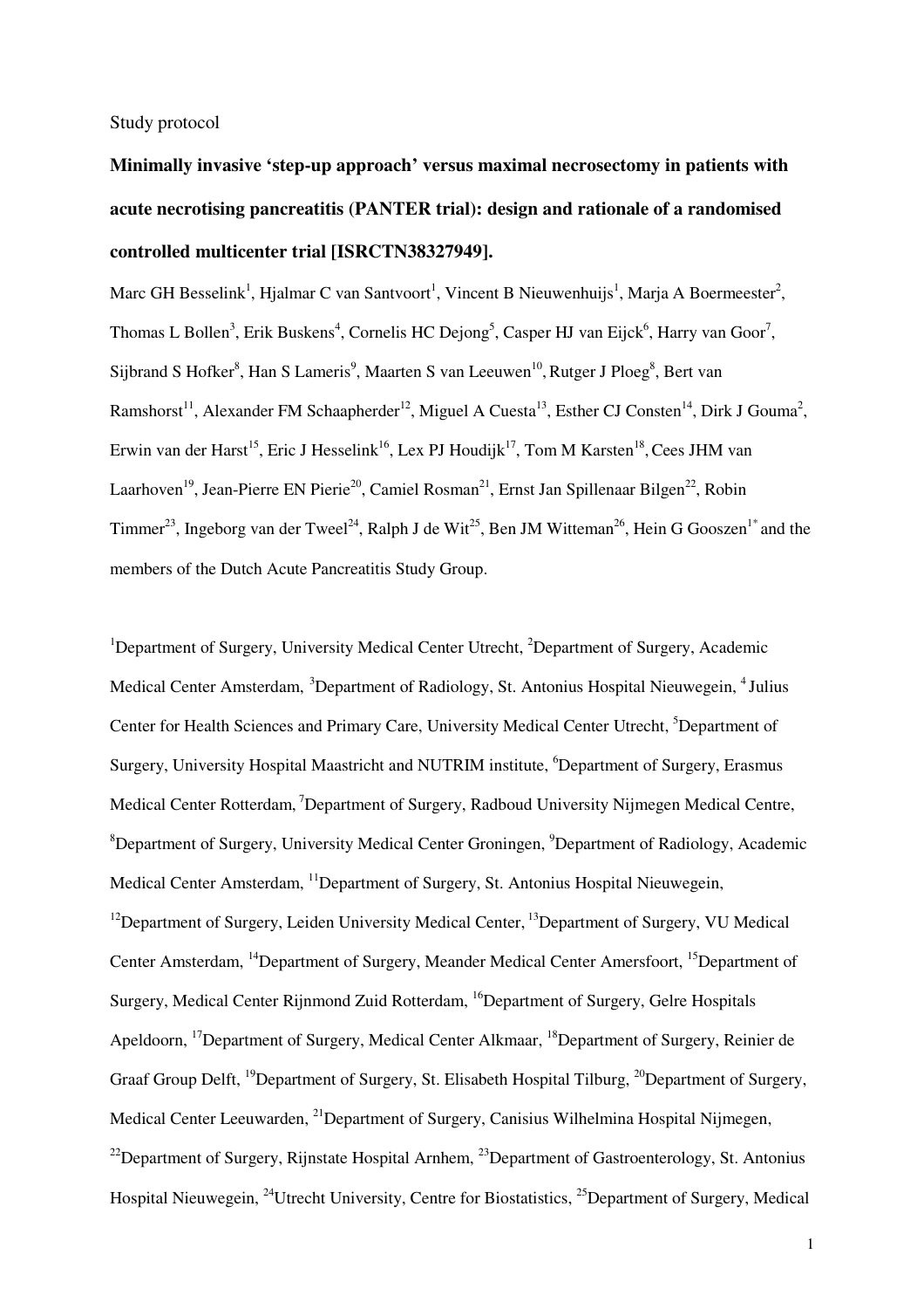Study protocol

**Minimally invasive 'step-up approach' versus maximal necrosectomy in patients with acute necrotising pancreatitis (PANTER trial): design and rationale of a randomised controlled multicenter trial [ISRCTN38327949].**

Marc GH Besselink[1], Hjalmar C van Santvoort[1], Vincent B Nieuwenhuijs[1], Marja A Boermeester[2], Thomas L Bollen[3], Erik Buskens[4], Cornelis HC Dejong[5], Casper HJ van Eijck[6], Harry van Goor[7], Sijbrand S Hofker[8], Han S Lameris[9], Maarten S van Leeuwen[10], Rutger J Ploeg[8], Bert van Ramshorst[11], Alexander FM Schaapherder[12], Miguel A Cuesta[13], Esther CJ Consten[14], Dirk J Gouma[2], Erwin van der Harst[15], Eric J Hesselink[16], Lex PJ Houdijk[17], Tom M Karsten[18], Cees JHM van Laarhoven[19], Jean-Pierre EN Pierie[20], Camiel Rosman[21], Ernst Jan Spillenaar Bilgen[22], Robin Timmer[23], Ingeborg van der Tweel[24], Ralph J de Wit[25], Ben JM Witteman[26], Hein G Gooszen[1*] and the members of the Dutch Acute Pancreatitis Study Group.

[1]Department of Surgery, University Medical Center Utrecht, [2]Department of Surgery, Academic Medical Center Amsterdam, [3]Department of Radiology, St. Antonius Hospital Nieuwegein, [4] Julius Center for Health Sciences and Primary Care, University Medical Center Utrecht, [5]Department of Surgery, University Hospital Maastricht and NUTRIM institute, [6]Department of Surgery, Erasmus Medical Center Rotterdam, [7]Department of Surgery, Radboud University Nijmegen Medical Centre, [8]Department of Surgery, University Medical Center Groningen, [9]Department of Radiology, Academic Medical Center Amsterdam, [11]Department of Surgery, St. Antonius Hospital Nieuwegein, [12]Department of Surgery, Leiden University Medical Center, [13]Department of Surgery, VU Medical Center Amsterdam, [14]Department of Surgery, Meander Medical Center Amersfoort, [15]Department of Surgery, Medical Center Rijnmond Zuid Rotterdam, [16]Department of Surgery, Gelre Hospitals Apeldoorn, [17]Department of Surgery, Medical Center Alkmaar, [18]Department of Surgery, Reinier de Graaf Group Delft, [19]Department of Surgery, St. Elisabeth Hospital Tilburg, [20]Department of Surgery, Medical Center Leeuwarden, [21]Department of Surgery, Canisius Wilhelmina Hospital Nijmegen, [22]Department of Surgery, Rijnstate Hospital Arnhem, [23]Department of Gastroenterology, St. Antonius Hospital Nieuwegein, [24]Utrecht University, Centre for Biostatistics, [25]Department of Surgery, Medical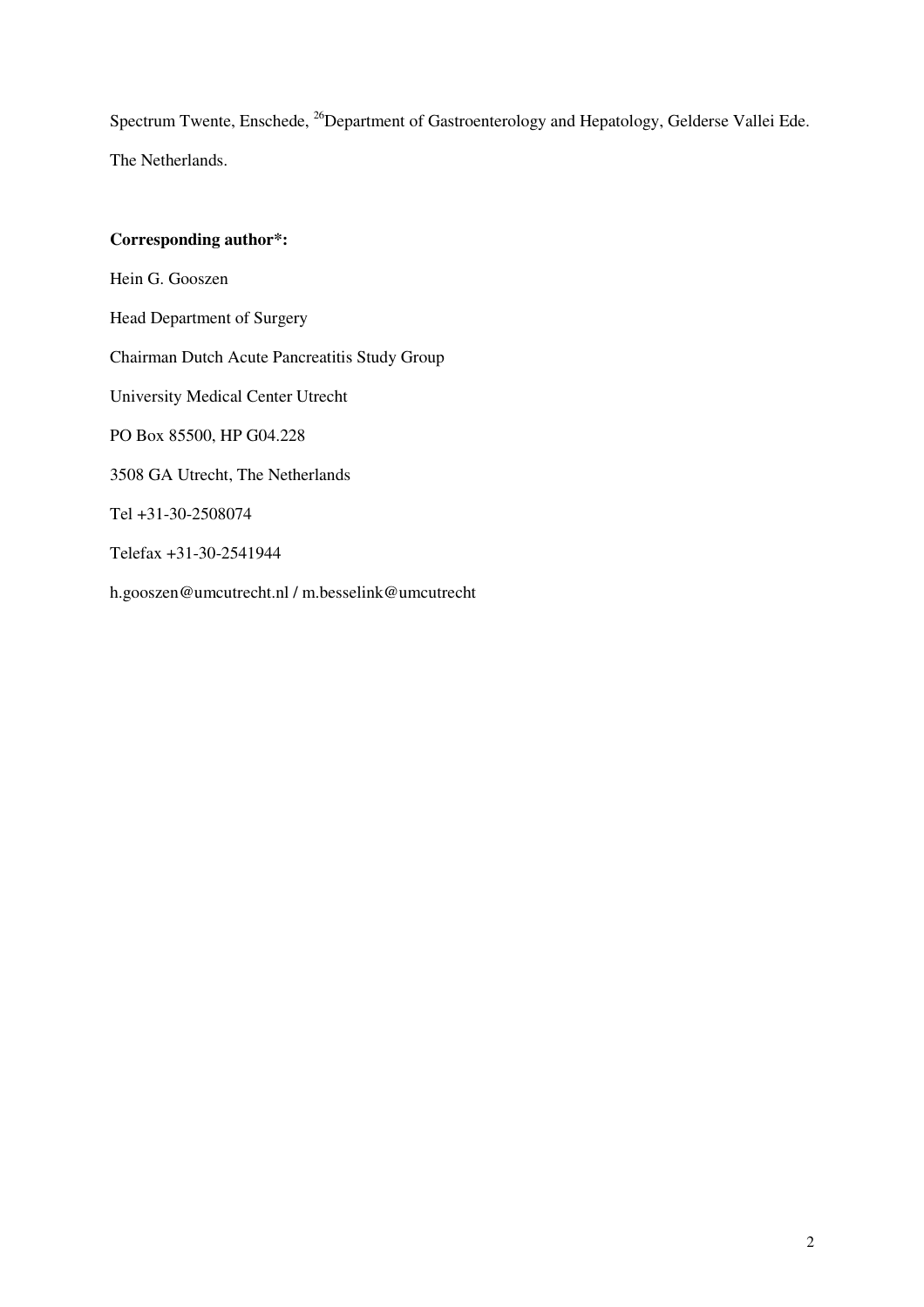Spectrum Twente, Enschede, [26]Department of Gastroenterology and Hepatology, Gelderse Vallei Ede. The Netherlands.

**Corresponding author*:**

Hein G. Gooszen

Head Department of Surgery

Chairman Dutch Acute Pancreatitis Study Group

University Medical Center Utrecht

PO Box 85500, HP G04.228

3508 GA Utrecht, The Netherlands

Tel +31-30-2508074

Telefax +31-30-2541944

h.gooszen@umcutrecht.nl / m.besselink@umcutrecht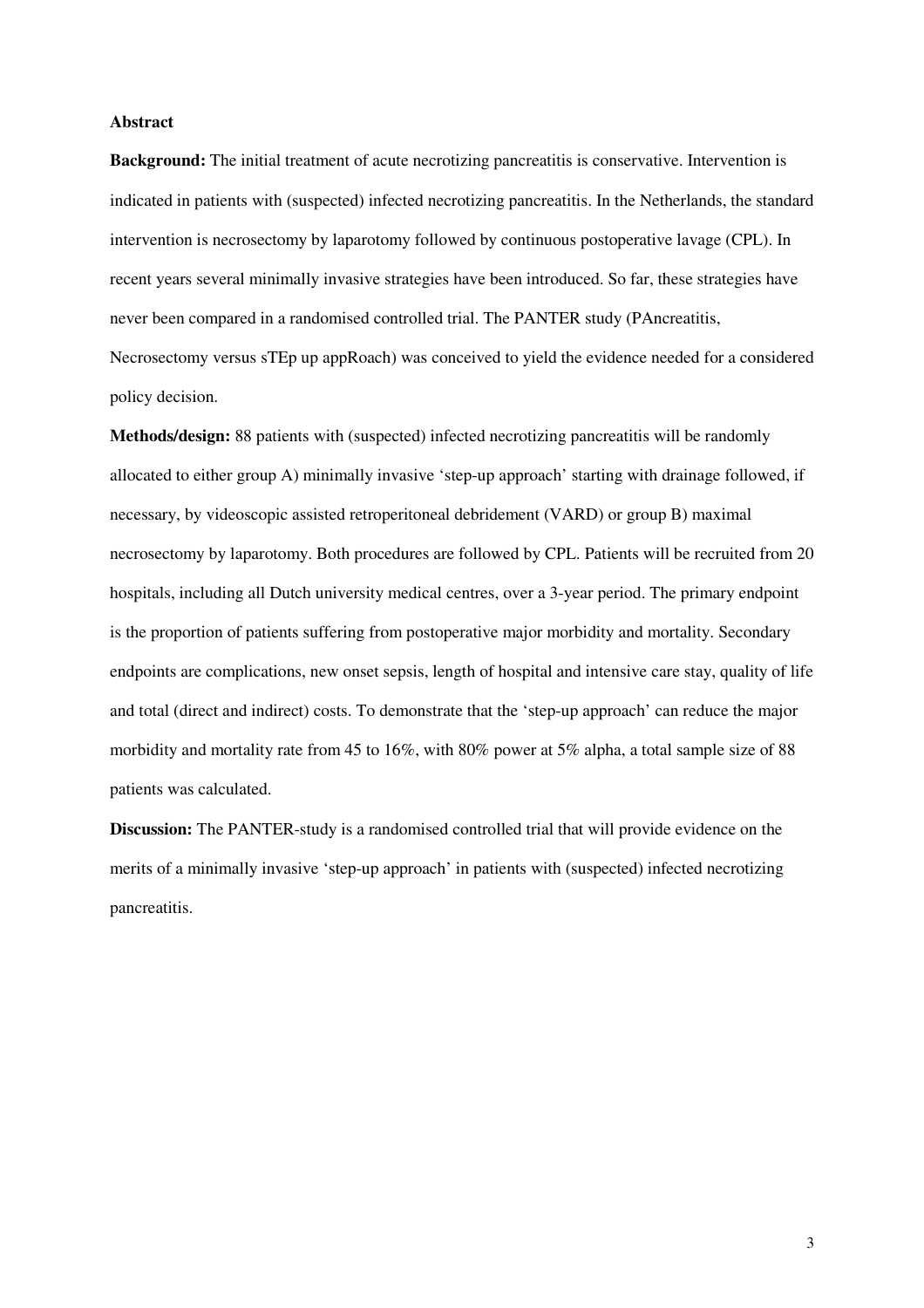## Abstract

**Background:** The initial treatment of acute necrotizing pancreatitis is conservative. Intervention is indicated in patients with (suspected) infected necrotizing pancreatitis. In the Netherlands, the standard intervention is necrosectomy by laparotomy followed by continuous postoperative lavage (CPL). In recent years several minimally invasive strategies have been introduced. So far, these strategies have never been compared in a randomised controlled trial. The PANTER study (PAncreatitis, Necrosectomy versus sTEp up appRoach) was conceived to yield the evidence needed for a considered policy decision.

**Methods/design:** 88 patients with (suspected) infected necrotizing pancreatitis will be randomly allocated to either group A) minimally invasive 'step-up approach' starting with drainage followed, if necessary, by videoscopic assisted retroperitoneal debridement (VARD) or group B) maximal necrosectomy by laparotomy. Both procedures are followed by CPL. Patients will be recruited from 20 hospitals, including all Dutch university medical centres, over a 3-year period. The primary endpoint is the proportion of patients suffering from postoperative major morbidity and mortality. Secondary endpoints are complications, new onset sepsis, length of hospital and intensive care stay, quality of life and total (direct and indirect) costs. To demonstrate that the 'step-up approach' can reduce the major morbidity and mortality rate from 45 to 16%, with 80% power at 5% alpha, a total sample size of 88 patients was calculated.

**Discussion:** The PANTER-study is a randomised controlled trial that will provide evidence on the merits of a minimally invasive 'step-up approach' in patients with (suspected) infected necrotizing pancreatitis.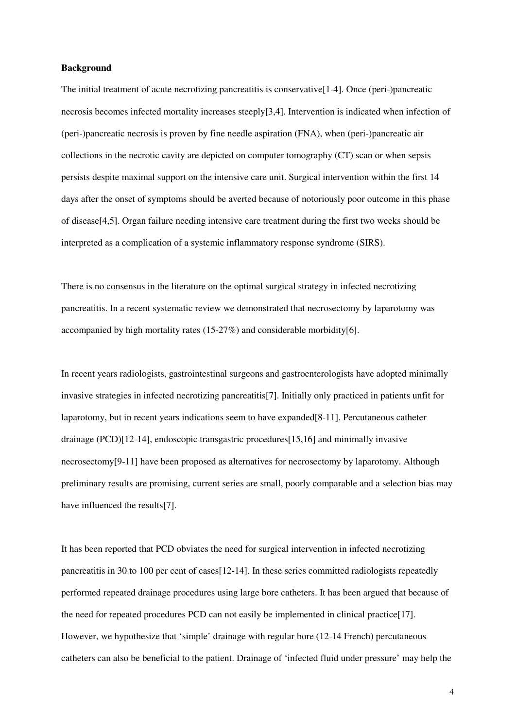## Background

The initial treatment of acute necrotizing pancreatitis is conservative[1-4]. Once (peri-)pancreatic necrosis becomes infected mortality increases steeply[3,4]. Intervention is indicated when infection of (peri-)pancreatic necrosis is proven by fine needle aspiration (FNA), when (peri-)pancreatic air collections in the necrotic cavity are depicted on computer tomography (CT) scan or when sepsis persists despite maximal support on the intensive care unit. Surgical intervention within the first 14 days after the onset of symptoms should be averted because of notoriously poor outcome in this phase of disease[4,5]. Organ failure needing intensive care treatment during the first two weeks should be interpreted as a complication of a systemic inflammatory response syndrome (SIRS).

There is no consensus in the literature on the optimal surgical strategy in infected necrotizing pancreatitis. In a recent systematic review we demonstrated that necrosectomy by laparotomy was accompanied by high mortality rates (15-27%) and considerable morbidity[6].

In recent years radiologists, gastrointestinal surgeons and gastroenterologists have adopted minimally invasive strategies in infected necrotizing pancreatitis[7]. Initially only practiced in patients unfit for laparotomy, but in recent years indications seem to have expanded[8-11]. Percutaneous catheter drainage (PCD)[12-14], endoscopic transgastric procedures[15,16] and minimally invasive necrosectomy[9-11] have been proposed as alternatives for necrosectomy by laparotomy. Although preliminary results are promising, current series are small, poorly comparable and a selection bias may have influenced the results[7].

It has been reported that PCD obviates the need for surgical intervention in infected necrotizing pancreatitis in 30 to 100 per cent of cases[12-14]. In these series committed radiologists repeatedly performed repeated drainage procedures using large bore catheters. It has been argued that because of the need for repeated procedures PCD can not easily be implemented in clinical practice[17]. However, we hypothesize that 'simple' drainage with regular bore (12-14 French) percutaneous catheters can also be beneficial to the patient. Drainage of 'infected fluid under pressure' may help the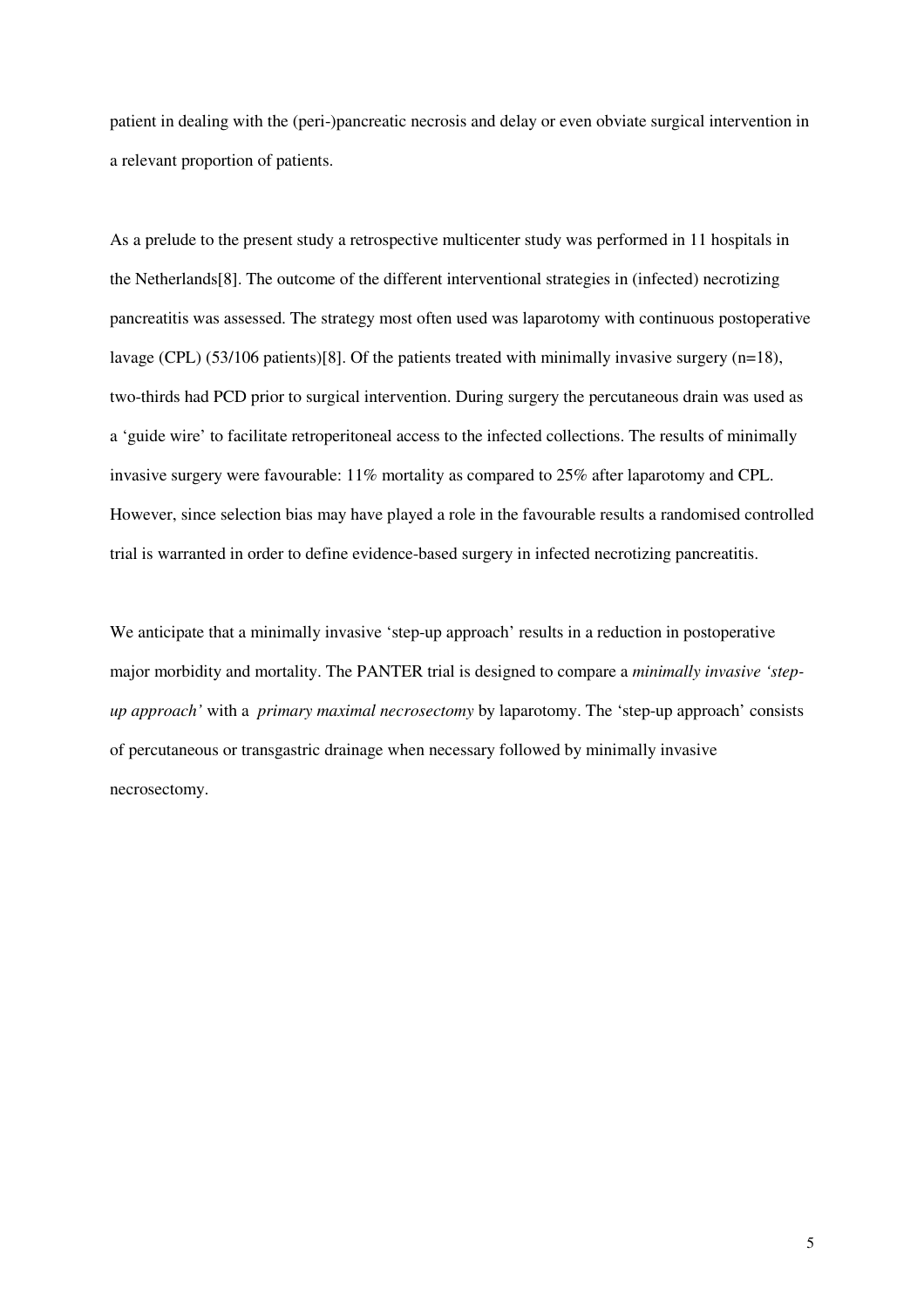patient in dealing with the (peri-)pancreatic necrosis and delay or even obviate surgical intervention in a relevant proportion of patients.

As a prelude to the present study a retrospective multicenter study was performed in 11 hospitals in the Netherlands[8]. The outcome of the different interventional strategies in (infected) necrotizing pancreatitis was assessed. The strategy most often used was laparotomy with continuous postoperative lavage (CPL) (53/106 patients)[8]. Of the patients treated with minimally invasive surgery (n=18), two-thirds had PCD prior to surgical intervention. During surgery the percutaneous drain was used as a 'guide wire' to facilitate retroperitoneal access to the infected collections. The results of minimally invasive surgery were favourable: 11% mortality as compared to 25% after laparotomy and CPL. However, since selection bias may have played a role in the favourable results a randomised controlled trial is warranted in order to define evidence-based surgery in infected necrotizing pancreatitis.

We anticipate that a minimally invasive 'step-up approach' results in a reduction in postoperative major morbidity and mortality. The PANTER trial is designed to compare a *minimally invasive 'step-up approach'* with a *primary maximal necrosectomy* by laparotomy. The 'step-up approach' consists of percutaneous or transgastric drainage when necessary followed by minimally invasive necrosectomy.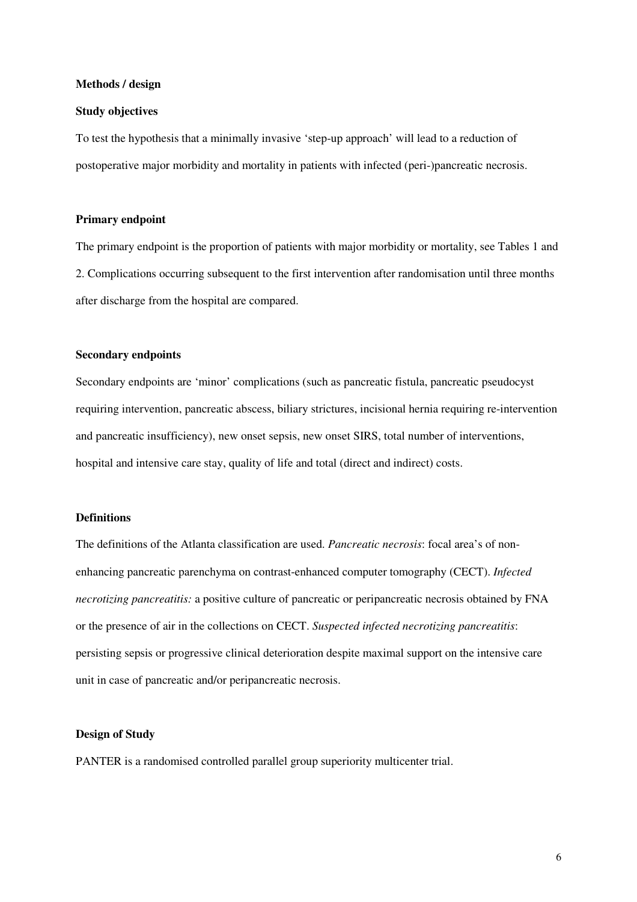## Methods / design

### Study objectives

To test the hypothesis that a minimally invasive 'step-up approach' will lead to a reduction of postoperative major morbidity and mortality in patients with infected (peri-)pancreatic necrosis.

### Primary endpoint

The primary endpoint is the proportion of patients with major morbidity or mortality, see Tables 1 and 2. Complications occurring subsequent to the first intervention after randomisation until three months after discharge from the hospital are compared.

### Secondary endpoints

Secondary endpoints are 'minor' complications (such as pancreatic fistula, pancreatic pseudocyst requiring intervention, pancreatic abscess, biliary strictures, incisional hernia requiring re-intervention and pancreatic insufficiency), new onset sepsis, new onset SIRS, total number of interventions, hospital and intensive care stay, quality of life and total (direct and indirect) costs.

### Definitions

The definitions of the Atlanta classification are used. *Pancreatic necrosis*: focal area's of non-enhancing pancreatic parenchyma on contrast-enhanced computer tomography (CECT). *Infected necrotizing pancreatitis:* a positive culture of pancreatic or peripancreatic necrosis obtained by FNA or the presence of air in the collections on CECT. *Suspected infected necrotizing pancreatitis*: persisting sepsis or progressive clinical deterioration despite maximal support on the intensive care unit in case of pancreatic and/or peripancreatic necrosis.

### Design of Study

PANTER is a randomised controlled parallel group superiority multicenter trial.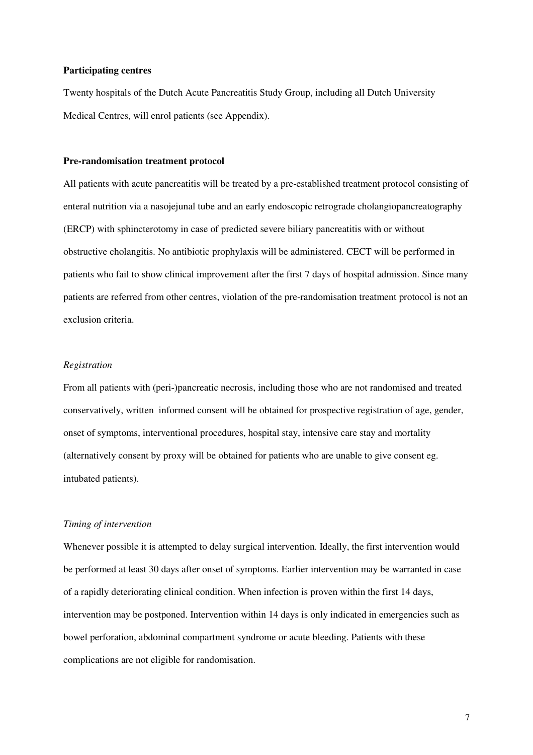**Participating centres**

Twenty hospitals of the Dutch Acute Pancreatitis Study Group, including all Dutch University Medical Centres, will enrol patients (see Appendix).

**Pre-randomisation treatment protocol**

All patients with acute pancreatitis will be treated by a pre-established treatment protocol consisting of enteral nutrition via a nasojejunal tube and an early endoscopic retrograde cholangiopancreatography (ERCP) with sphincterotomy in case of predicted severe biliary pancreatitis with or without obstructive cholangitis. No antibiotic prophylaxis will be administered. CECT will be performed in patients who fail to show clinical improvement after the first 7 days of hospital admission. Since many patients are referred from other centres, violation of the pre-randomisation treatment protocol is not an exclusion criteria.

*Registration*

From all patients with (peri-)pancreatic necrosis, including those who are not randomised and treated conservatively, written informed consent will be obtained for prospective registration of age, gender, onset of symptoms, interventional procedures, hospital stay, intensive care stay and mortality (alternatively consent by proxy will be obtained for patients who are unable to give consent eg. intubated patients).

*Timing of intervention*

Whenever possible it is attempted to delay surgical intervention. Ideally, the first intervention would be performed at least 30 days after onset of symptoms. Earlier intervention may be warranted in case of a rapidly deteriorating clinical condition. When infection is proven within the first 14 days, intervention may be postponed. Intervention within 14 days is only indicated in emergencies such as bowel perforation, abdominal compartment syndrome or acute bleeding. Patients with these complications are not eligible for randomisation.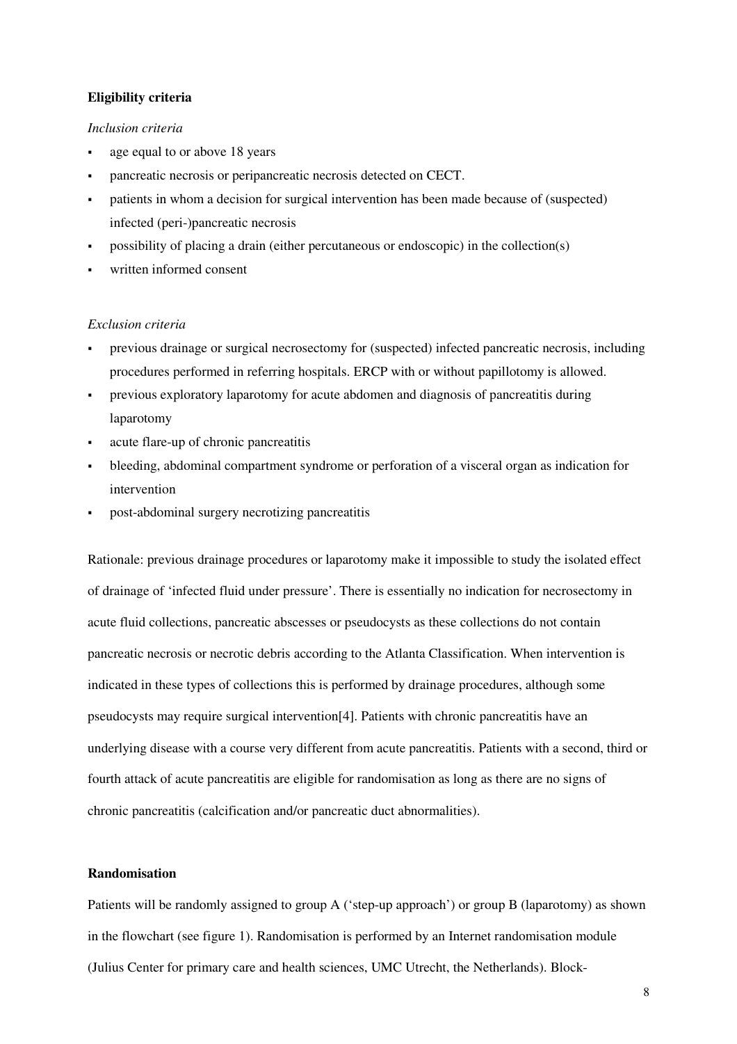**Eligibility criteria**

*Inclusion criteria*

- age equal to or above 18 years
- pancreatic necrosis or peripancreatic necrosis detected on CECT.
- patients in whom a decision for surgical intervention has been made because of (suspected) infected (peri-)pancreatic necrosis
- possibility of placing a drain (either percutaneous or endoscopic) in the collection(s)
- written informed consent

*Exclusion criteria*

- previous drainage or surgical necrosectomy for (suspected) infected pancreatic necrosis, including procedures performed in referring hospitals. ERCP with or without papillotomy is allowed.
- previous exploratory laparotomy for acute abdomen and diagnosis of pancreatitis during laparotomy
- acute flare-up of chronic pancreatitis
- bleeding, abdominal compartment syndrome or perforation of a visceral organ as indication for intervention
- post-abdominal surgery necrotizing pancreatitis

Rationale: previous drainage procedures or laparotomy make it impossible to study the isolated effect of drainage of 'infected fluid under pressure'. There is essentially no indication for necrosectomy in acute fluid collections, pancreatic abscesses or pseudocysts as these collections do not contain pancreatic necrosis or necrotic debris according to the Atlanta Classification. When intervention is indicated in these types of collections this is performed by drainage procedures, although some pseudocysts may require surgical intervention[4]. Patients with chronic pancreatitis have an underlying disease with a course very different from acute pancreatitis. Patients with a second, third or fourth attack of acute pancreatitis are eligible for randomisation as long as there are no signs of chronic pancreatitis (calcification and/or pancreatic duct abnormalities).

**Randomisation**

Patients will be randomly assigned to group A ('step-up approach') or group B (laparotomy) as shown in the flowchart (see figure 1). Randomisation is performed by an Internet randomisation module (Julius Center for primary care and health sciences, UMC Utrecht, the Netherlands). Block-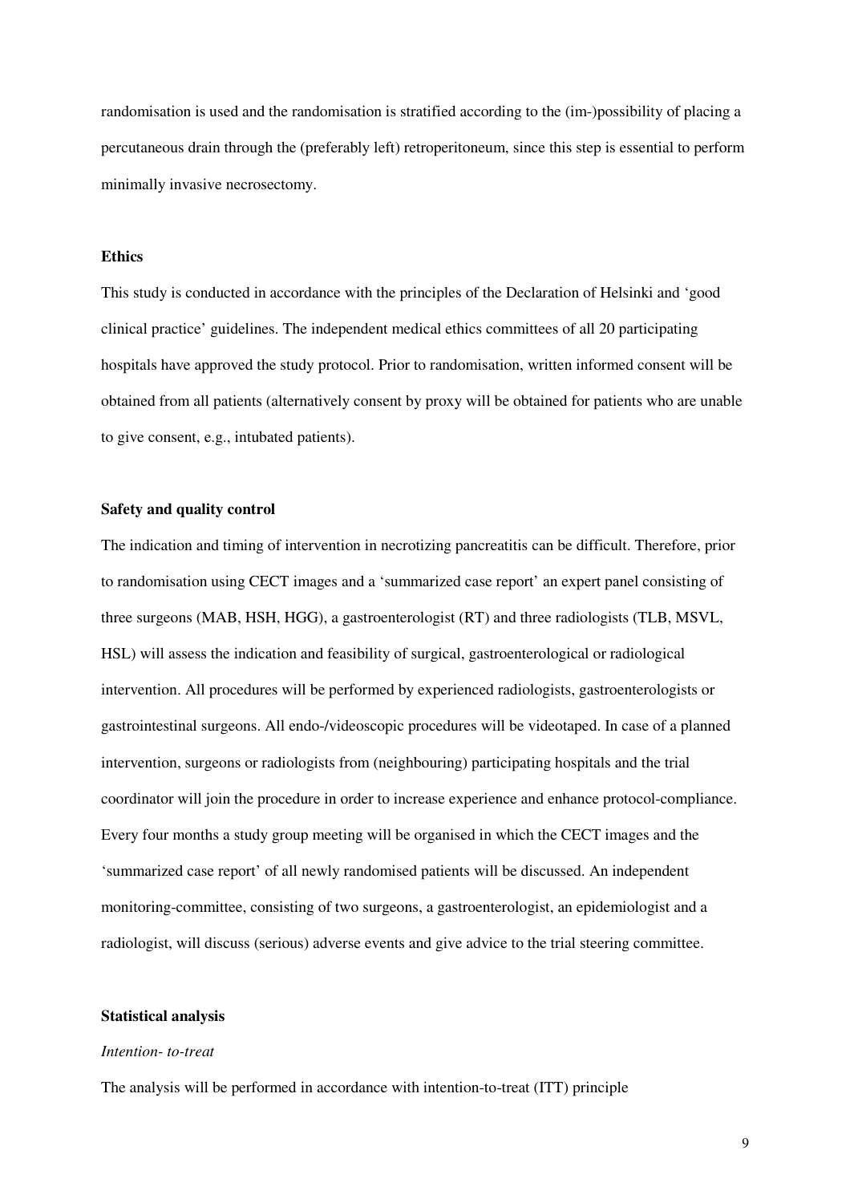randomisation is used and the randomisation is stratified according to the (im-)possibility of placing a percutaneous drain through the (preferably left) retroperitoneum, since this step is essential to perform minimally invasive necrosectomy.

**Ethics**

This study is conducted in accordance with the principles of the Declaration of Helsinki and 'good clinical practice' guidelines. The independent medical ethics committees of all 20 participating hospitals have approved the study protocol. Prior to randomisation, written informed consent will be obtained from all patients (alternatively consent by proxy will be obtained for patients who are unable to give consent, e.g., intubated patients).

**Safety and quality control**

The indication and timing of intervention in necrotizing pancreatitis can be difficult. Therefore, prior to randomisation using CECT images and a 'summarized case report' an expert panel consisting of three surgeons (MAB, HSH, HGG), a gastroenterologist (RT) and three radiologists (TLB, MSVL, HSL) will assess the indication and feasibility of surgical, gastroenterological or radiological intervention. All procedures will be performed by experienced radiologists, gastroenterologists or gastrointestinal surgeons. All endo-/videoscopic procedures will be videotaped. In case of a planned intervention, surgeons or radiologists from (neighbouring) participating hospitals and the trial coordinator will join the procedure in order to increase experience and enhance protocol-compliance. Every four months a study group meeting will be organised in which the CECT images and the 'summarized case report' of all newly randomised patients will be discussed. An independent monitoring-committee, consisting of two surgeons, a gastroenterologist, an epidemiologist and a radiologist, will discuss (serious) adverse events and give advice to the trial steering committee.

**Statistical analysis**

*Intention- to-treat*

The analysis will be performed in accordance with intention-to-treat (ITT) principle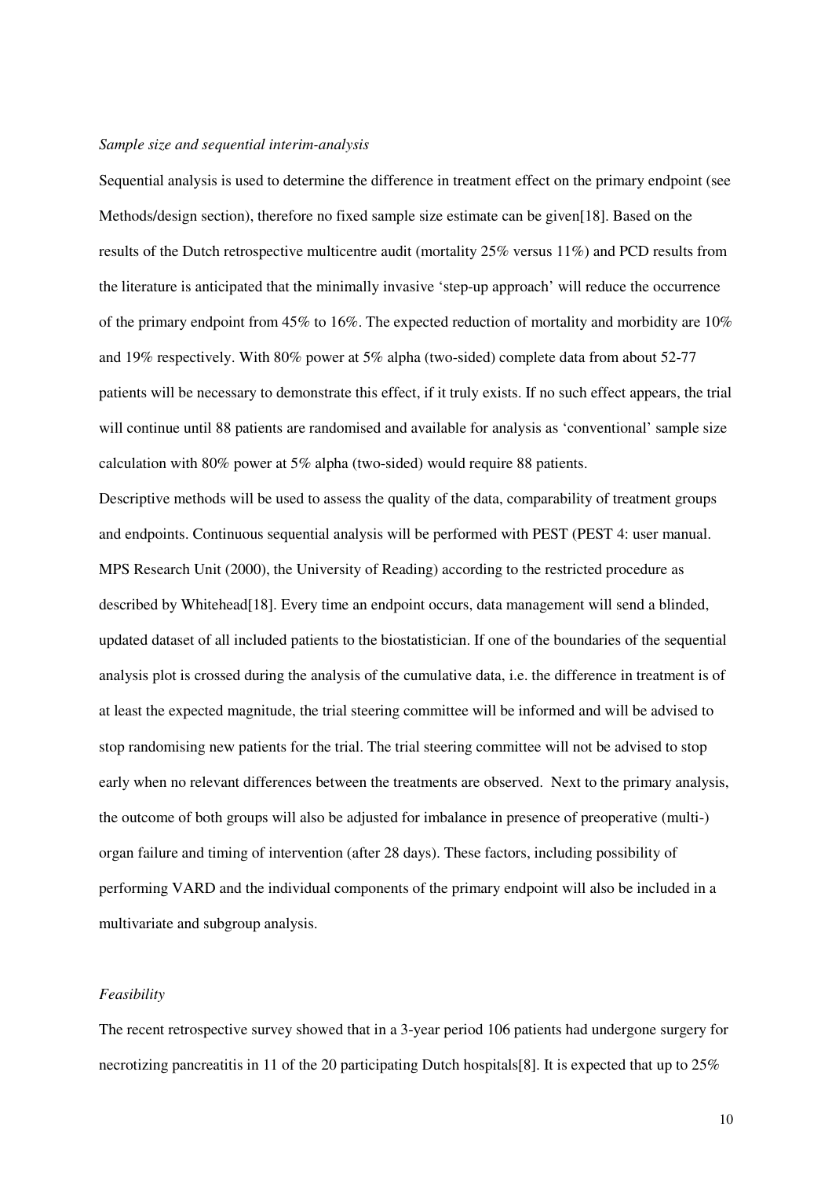*Sample size and sequential interim-analysis*

Sequential analysis is used to determine the difference in treatment effect on the primary endpoint (see Methods/design section), therefore no fixed sample size estimate can be given[18]. Based on the results of the Dutch retrospective multicentre audit (mortality 25% versus 11%) and PCD results from the literature is anticipated that the minimally invasive 'step-up approach' will reduce the occurrence of the primary endpoint from 45% to 16%. The expected reduction of mortality and morbidity are 10% and 19% respectively. With 80% power at 5% alpha (two-sided) complete data from about 52-77 patients will be necessary to demonstrate this effect, if it truly exists. If no such effect appears, the trial will continue until 88 patients are randomised and available for analysis as 'conventional' sample size calculation with 80% power at 5% alpha (two-sided) would require 88 patients.

Descriptive methods will be used to assess the quality of the data, comparability of treatment groups and endpoints. Continuous sequential analysis will be performed with PEST (PEST 4: user manual. MPS Research Unit (2000), the University of Reading) according to the restricted procedure as described by Whitehead[18]. Every time an endpoint occurs, data management will send a blinded, updated dataset of all included patients to the biostatistician. If one of the boundaries of the sequential analysis plot is crossed during the analysis of the cumulative data, i.e. the difference in treatment is of at least the expected magnitude, the trial steering committee will be informed and will be advised to stop randomising new patients for the trial. The trial steering committee will not be advised to stop early when no relevant differences between the treatments are observed. Next to the primary analysis, the outcome of both groups will also be adjusted for imbalance in presence of preoperative (multi-) organ failure and timing of intervention (after 28 days). These factors, including possibility of performing VARD and the individual components of the primary endpoint will also be included in a multivariate and subgroup analysis.

*Feasibility*

The recent retrospective survey showed that in a 3-year period 106 patients had undergone surgery for necrotizing pancreatitis in 11 of the 20 participating Dutch hospitals[8]. It is expected that up to 25%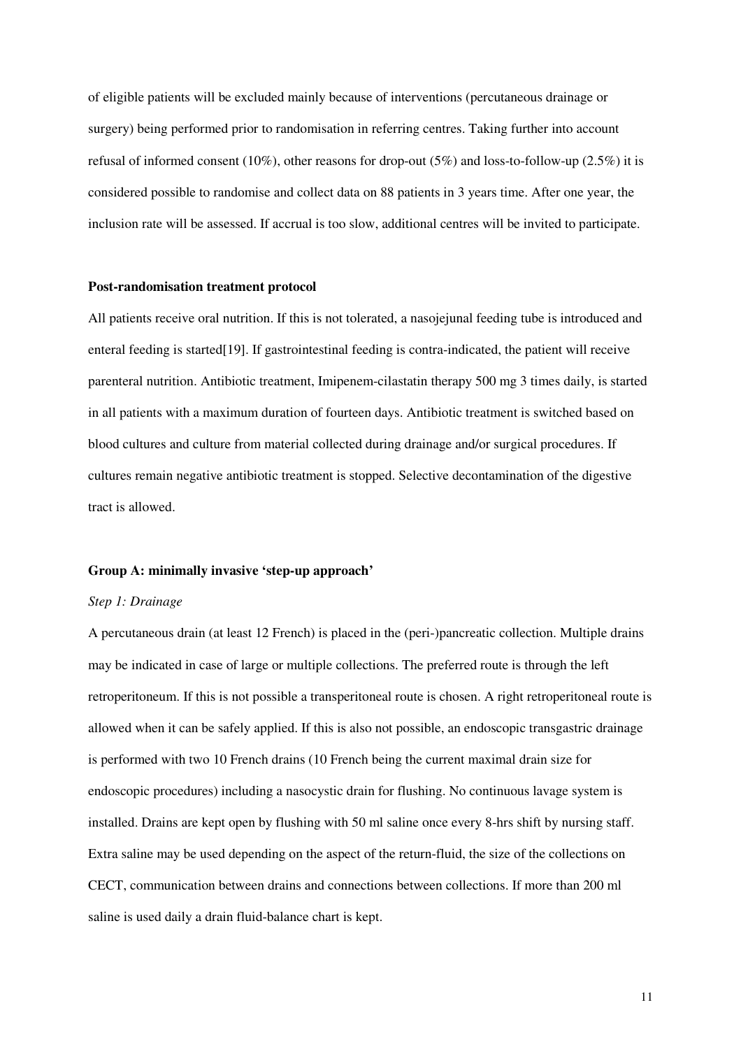of eligible patients will be excluded mainly because of interventions (percutaneous drainage or surgery) being performed prior to randomisation in referring centres. Taking further into account refusal of informed consent (10%), other reasons for drop-out (5%) and loss-to-follow-up (2.5%) it is considered possible to randomise and collect data on 88 patients in 3 years time. After one year, the inclusion rate will be assessed. If accrual is too slow, additional centres will be invited to participate.

**Post-randomisation treatment protocol**

All patients receive oral nutrition. If this is not tolerated, a nasojejunal feeding tube is introduced and enteral feeding is started[19]. If gastrointestinal feeding is contra-indicated, the patient will receive parenteral nutrition. Antibiotic treatment, Imipenem-cilastatin therapy 500 mg 3 times daily, is started in all patients with a maximum duration of fourteen days. Antibiotic treatment is switched based on blood cultures and culture from material collected during drainage and/or surgical procedures. If cultures remain negative antibiotic treatment is stopped. Selective decontamination of the digestive tract is allowed.

**Group A: minimally invasive 'step-up approach'**

*Step 1: Drainage*

A percutaneous drain (at least 12 French) is placed in the (peri-)pancreatic collection. Multiple drains may be indicated in case of large or multiple collections. The preferred route is through the left retroperitoneum. If this is not possible a transperitoneal route is chosen. A right retroperitoneal route is allowed when it can be safely applied. If this is also not possible, an endoscopic transgastric drainage is performed with two 10 French drains (10 French being the current maximal drain size for endoscopic procedures) including a nasocystic drain for flushing. No continuous lavage system is installed. Drains are kept open by flushing with 50 ml saline once every 8-hrs shift by nursing staff. Extra saline may be used depending on the aspect of the return-fluid, the size of the collections on CECT, communication between drains and connections between collections. If more than 200 ml saline is used daily a drain fluid-balance chart is kept.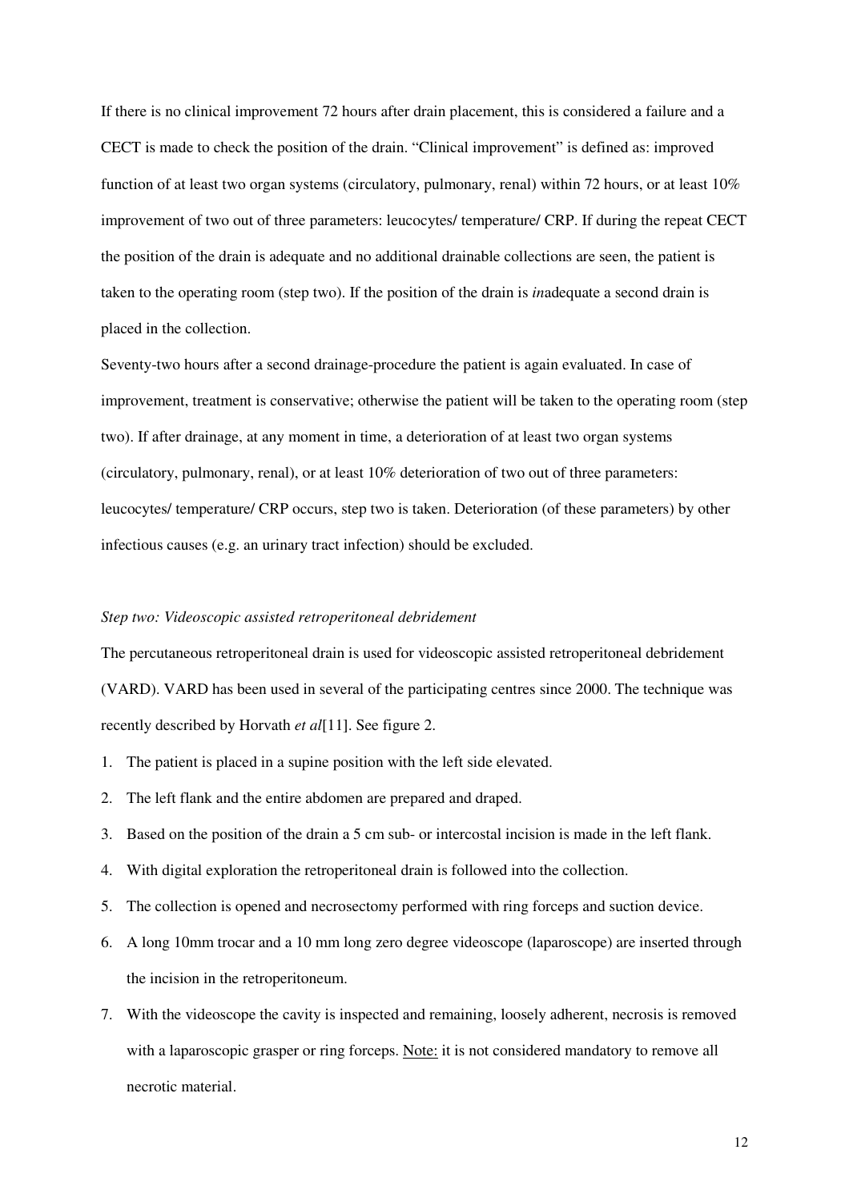If there is no clinical improvement 72 hours after drain placement, this is considered a failure and a CECT is made to check the position of the drain. "Clinical improvement" is defined as: improved function of at least two organ systems (circulatory, pulmonary, renal) within 72 hours, or at least 10% improvement of two out of three parameters: leucocytes/ temperature/ CRP. If during the repeat CECT the position of the drain is adequate and no additional drainable collections are seen, the patient is taken to the operating room (step two). If the position of the drain is *in*adequate a second drain is placed in the collection.

Seventy-two hours after a second drainage-procedure the patient is again evaluated. In case of improvement, treatment is conservative; otherwise the patient will be taken to the operating room (step two). If after drainage, at any moment in time, a deterioration of at least two organ systems (circulatory, pulmonary, renal), or at least 10% deterioration of two out of three parameters: leucocytes/ temperature/ CRP occurs, step two is taken. Deterioration (of these parameters) by other infectious causes (e.g. an urinary tract infection) should be excluded.

*Step two: Videoscopic assisted retroperitoneal debridement*

The percutaneous retroperitoneal drain is used for videoscopic assisted retroperitoneal debridement (VARD). VARD has been used in several of the participating centres since 2000. The technique was recently described by Horvath *et al*[11]. See figure 2.

1. The patient is placed in a supine position with the left side elevated.
2. The left flank and the entire abdomen are prepared and draped.
3. Based on the position of the drain a 5 cm sub- or intercostal incision is made in the left flank.
4. With digital exploration the retroperitoneal drain is followed into the collection.
5. The collection is opened and necrosectomy performed with ring forceps and suction device.
6. A long 10mm trocar and a 10 mm long zero degree videoscope (laparoscope) are inserted through the incision in the retroperitoneum.
7. With the videoscope the cavity is inspected and remaining, loosely adherent, necrosis is removed with a laparoscopic grasper or ring forceps. <u>Note:</u> it is not considered mandatory to remove all necrotic material.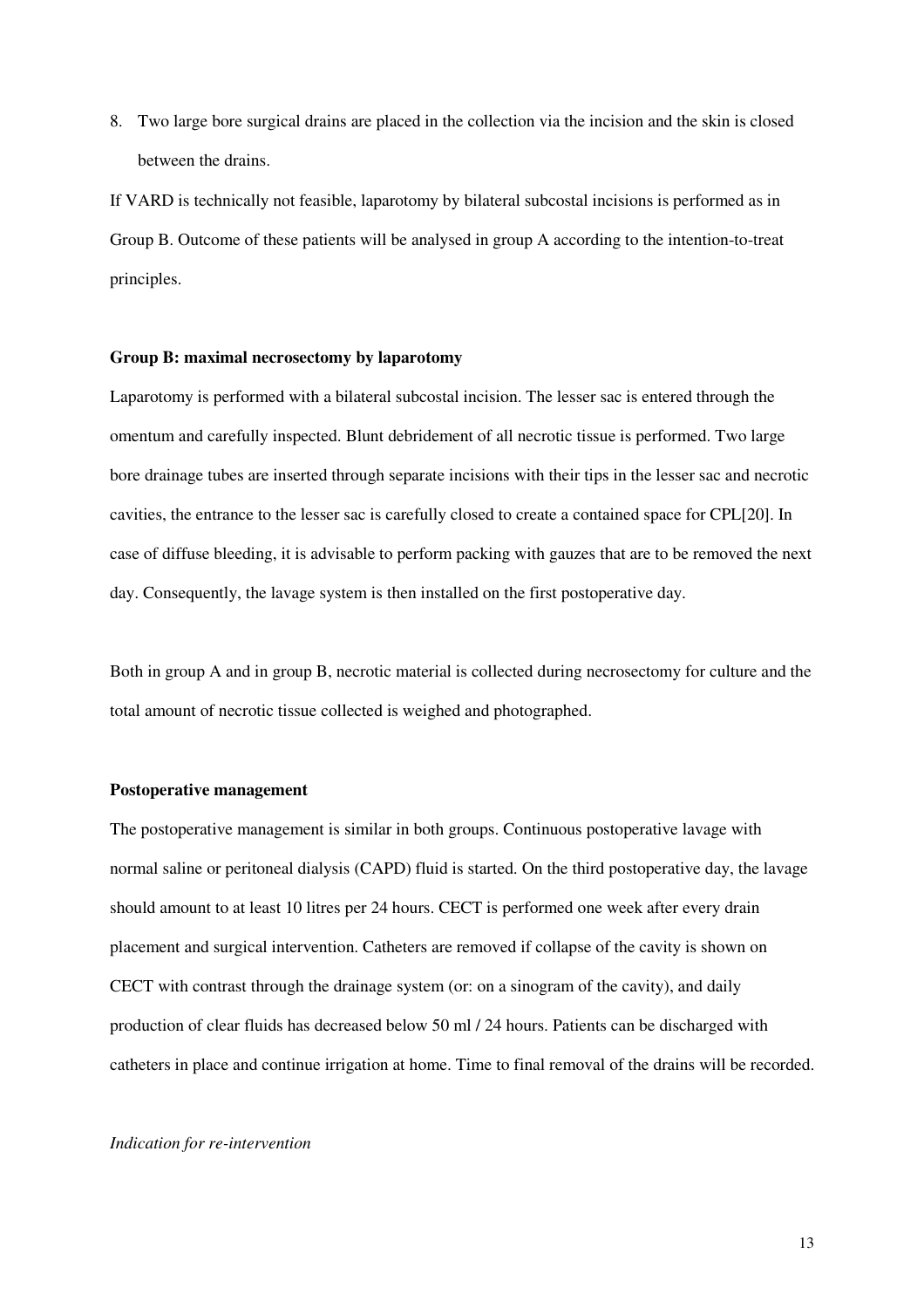8. Two large bore surgical drains are placed in the collection via the incision and the skin is closed between the drains.

If VARD is technically not feasible, laparotomy by bilateral subcostal incisions is performed as in Group B. Outcome of these patients will be analysed in group A according to the intention-to-treat principles.

**Group B: maximal necrosectomy by laparotomy**

Laparotomy is performed with a bilateral subcostal incision. The lesser sac is entered through the omentum and carefully inspected. Blunt debridement of all necrotic tissue is performed. Two large bore drainage tubes are inserted through separate incisions with their tips in the lesser sac and necrotic cavities, the entrance to the lesser sac is carefully closed to create a contained space for CPL[20]. In case of diffuse bleeding, it is advisable to perform packing with gauzes that are to be removed the next day. Consequently, the lavage system is then installed on the first postoperative day.

Both in group A and in group B, necrotic material is collected during necrosectomy for culture and the total amount of necrotic tissue collected is weighed and photographed.

**Postoperative management**

The postoperative management is similar in both groups. Continuous postoperative lavage with normal saline or peritoneal dialysis (CAPD) fluid is started. On the third postoperative day, the lavage should amount to at least 10 litres per 24 hours. CECT is performed one week after every drain placement and surgical intervention. Catheters are removed if collapse of the cavity is shown on CECT with contrast through the drainage system (or: on a sinogram of the cavity), and daily production of clear fluids has decreased below 50 ml / 24 hours. Patients can be discharged with catheters in place and continue irrigation at home. Time to final removal of the drains will be recorded.

*Indication for re-intervention*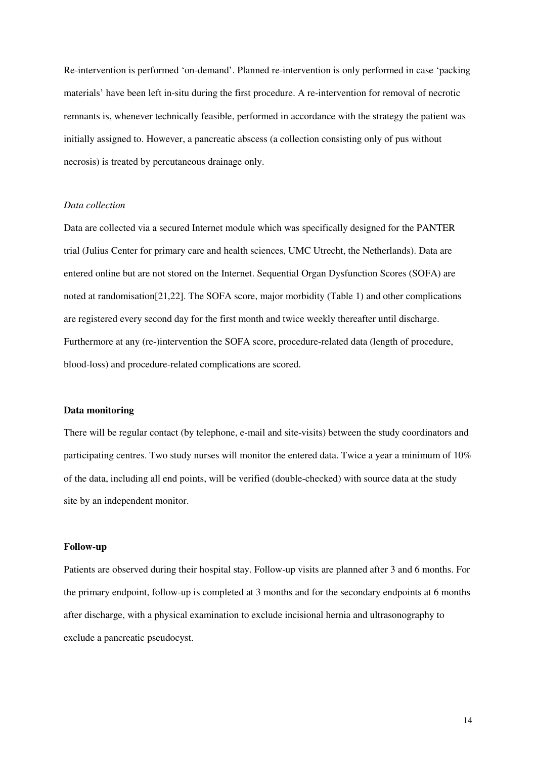Re-intervention is performed ‘on-demand’. Planned re-intervention is only performed in case ‘packing materials’ have been left in-situ during the first procedure. A re-intervention for removal of necrotic remnants is, whenever technically feasible, performed in accordance with the strategy the patient was initially assigned to. However, a pancreatic abscess (a collection consisting only of pus without necrosis) is treated by percutaneous drainage only.

*Data collection*

Data are collected via a secured Internet module which was specifically designed for the PANTER trial (Julius Center for primary care and health sciences, UMC Utrecht, the Netherlands). Data are entered online but are not stored on the Internet. Sequential Organ Dysfunction Scores (SOFA) are noted at randomisation[21,22]. The SOFA score, major morbidity (Table 1) and other complications are registered every second day for the first month and twice weekly thereafter until discharge. Furthermore at any (re-)intervention the SOFA score, procedure-related data (length of procedure, blood-loss) and procedure-related complications are scored.

**Data monitoring**

There will be regular contact (by telephone, e-mail and site-visits) between the study coordinators and participating centres. Two study nurses will monitor the entered data. Twice a year a minimum of 10% of the data, including all end points, will be verified (double-checked) with source data at the study site by an independent monitor.

**Follow-up**

Patients are observed during their hospital stay. Follow-up visits are planned after 3 and 6 months. For the primary endpoint, follow-up is completed at 3 months and for the secondary endpoints at 6 months after discharge, with a physical examination to exclude incisional hernia and ultrasonography to exclude a pancreatic pseudocyst.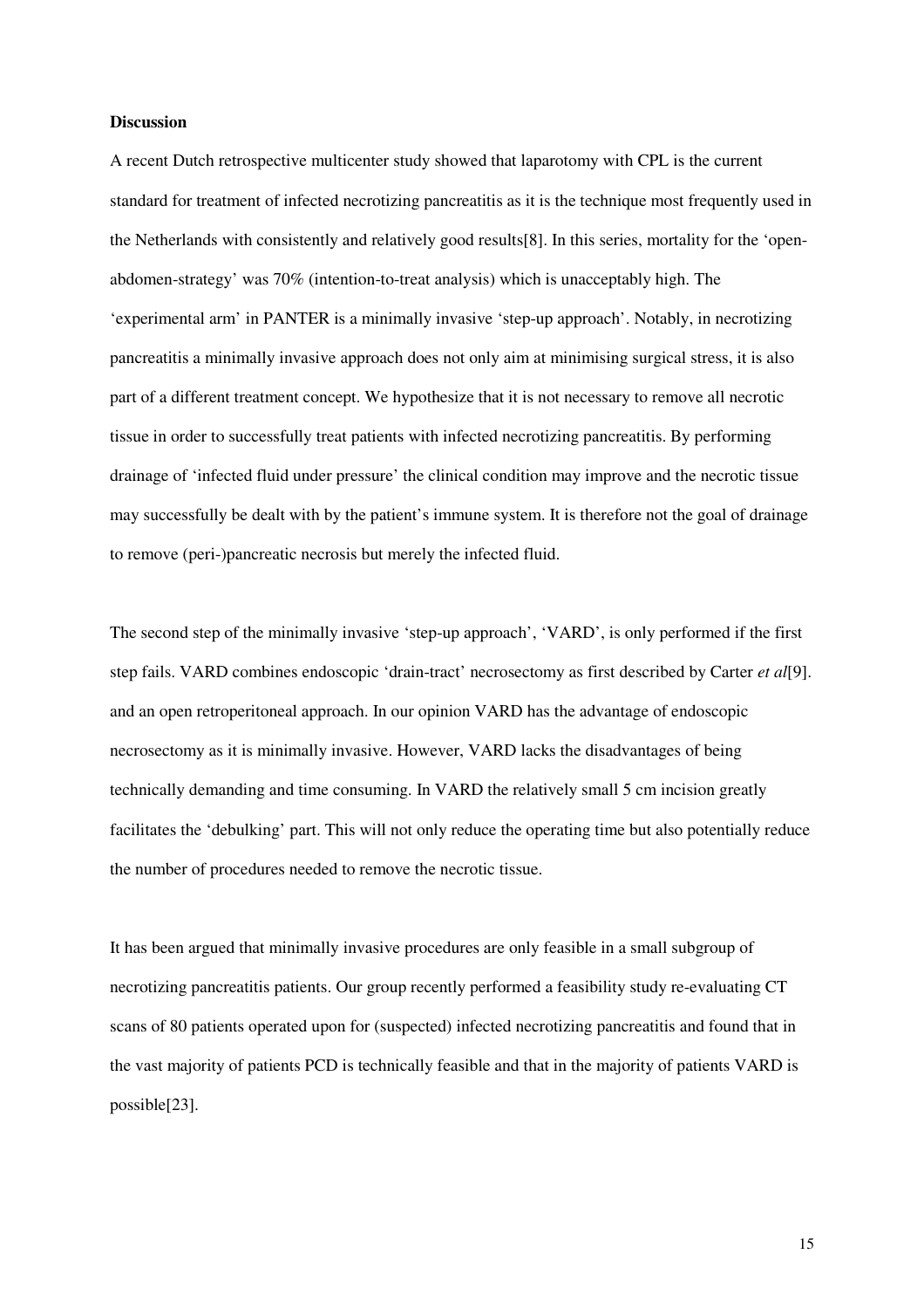**Discussion**

A recent Dutch retrospective multicenter study showed that laparotomy with CPL is the current standard for treatment of infected necrotizing pancreatitis as it is the technique most frequently used in the Netherlands with consistently and relatively good results[8]. In this series, mortality for the 'open-abdomen-strategy' was 70% (intention-to-treat analysis) which is unacceptably high. The 'experimental arm' in PANTER is a minimally invasive 'step-up approach'. Notably, in necrotizing pancreatitis a minimally invasive approach does not only aim at minimising surgical stress, it is also part of a different treatment concept. We hypothesize that it is not necessary to remove all necrotic tissue in order to successfully treat patients with infected necrotizing pancreatitis. By performing drainage of 'infected fluid under pressure' the clinical condition may improve and the necrotic tissue may successfully be dealt with by the patient's immune system. It is therefore not the goal of drainage to remove (peri-)pancreatic necrosis but merely the infected fluid.

The second step of the minimally invasive 'step-up approach', 'VARD', is only performed if the first step fails. VARD combines endoscopic 'drain-tract' necrosectomy as first described by Carter *et al*[9]. and an open retroperitoneal approach. In our opinion VARD has the advantage of endoscopic necrosectomy as it is minimally invasive. However, VARD lacks the disadvantages of being technically demanding and time consuming. In VARD the relatively small 5 cm incision greatly facilitates the 'debulking' part. This will not only reduce the operating time but also potentially reduce the number of procedures needed to remove the necrotic tissue.

It has been argued that minimally invasive procedures are only feasible in a small subgroup of necrotizing pancreatitis patients. Our group recently performed a feasibility study re-evaluating CT scans of 80 patients operated upon for (suspected) infected necrotizing pancreatitis and found that in the vast majority of patients PCD is technically feasible and that in the majority of patients VARD is possible[23].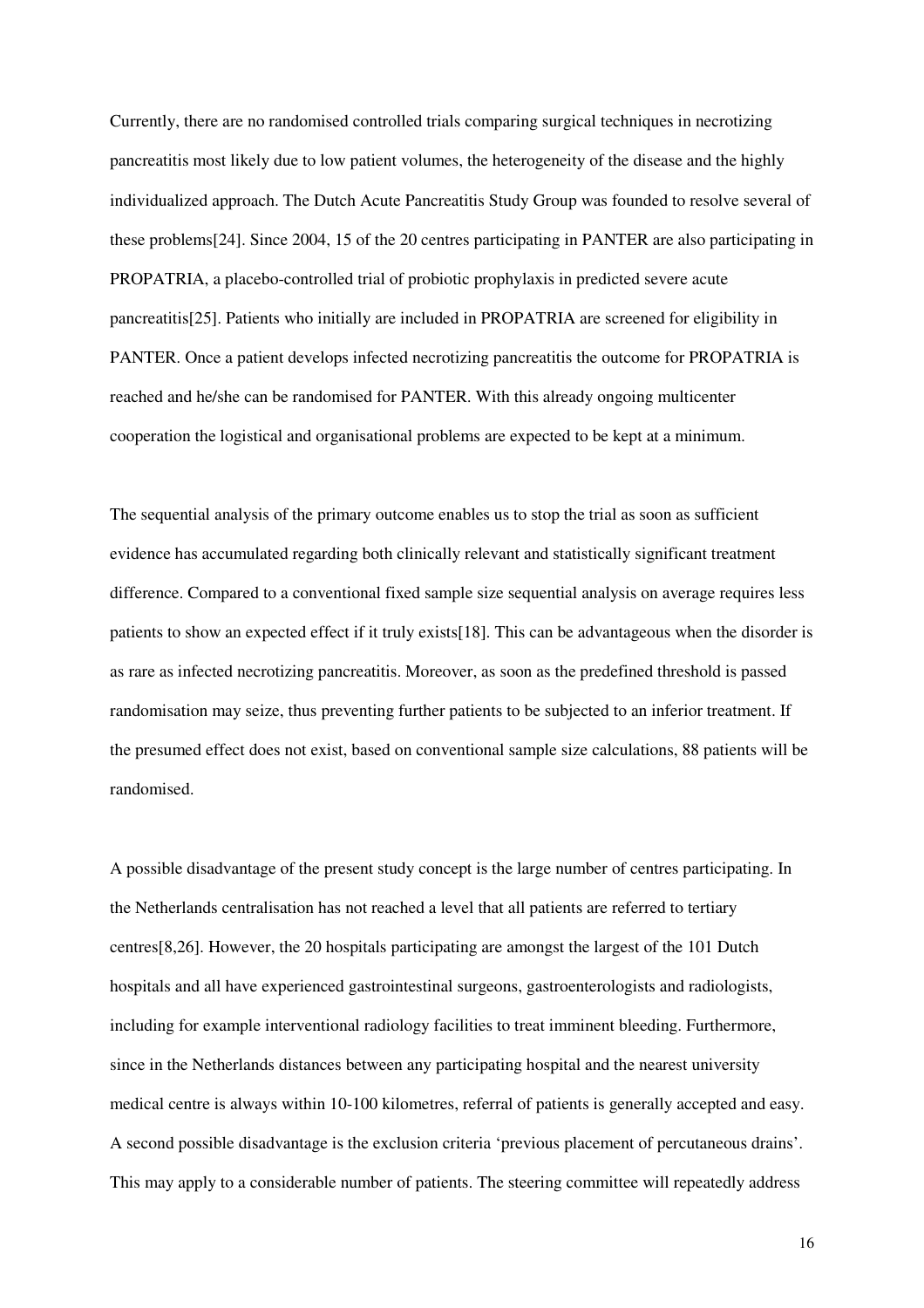Currently, there are no randomised controlled trials comparing surgical techniques in necrotizing pancreatitis most likely due to low patient volumes, the heterogeneity of the disease and the highly individualized approach. The Dutch Acute Pancreatitis Study Group was founded to resolve several of these problems[24]. Since 2004, 15 of the 20 centres participating in PANTER are also participating in PROPATRIA, a placebo-controlled trial of probiotic prophylaxis in predicted severe acute pancreatitis[25]. Patients who initially are included in PROPATRIA are screened for eligibility in PANTER. Once a patient develops infected necrotizing pancreatitis the outcome for PROPATRIA is reached and he/she can be randomised for PANTER. With this already ongoing multicenter cooperation the logistical and organisational problems are expected to be kept at a minimum.

The sequential analysis of the primary outcome enables us to stop the trial as soon as sufficient evidence has accumulated regarding both clinically relevant and statistically significant treatment difference. Compared to a conventional fixed sample size sequential analysis on average requires less patients to show an expected effect if it truly exists[18]. This can be advantageous when the disorder is as rare as infected necrotizing pancreatitis. Moreover, as soon as the predefined threshold is passed randomisation may seize, thus preventing further patients to be subjected to an inferior treatment. If the presumed effect does not exist, based on conventional sample size calculations, 88 patients will be randomised.

A possible disadvantage of the present study concept is the large number of centres participating. In the Netherlands centralisation has not reached a level that all patients are referred to tertiary centres[8,26]. However, the 20 hospitals participating are amongst the largest of the 101 Dutch hospitals and all have experienced gastrointestinal surgeons, gastroenterologists and radiologists, including for example interventional radiology facilities to treat imminent bleeding. Furthermore, since in the Netherlands distances between any participating hospital and the nearest university medical centre is always within 10-100 kilometres, referral of patients is generally accepted and easy. A second possible disadvantage is the exclusion criteria 'previous placement of percutaneous drains'. This may apply to a considerable number of patients. The steering committee will repeatedly address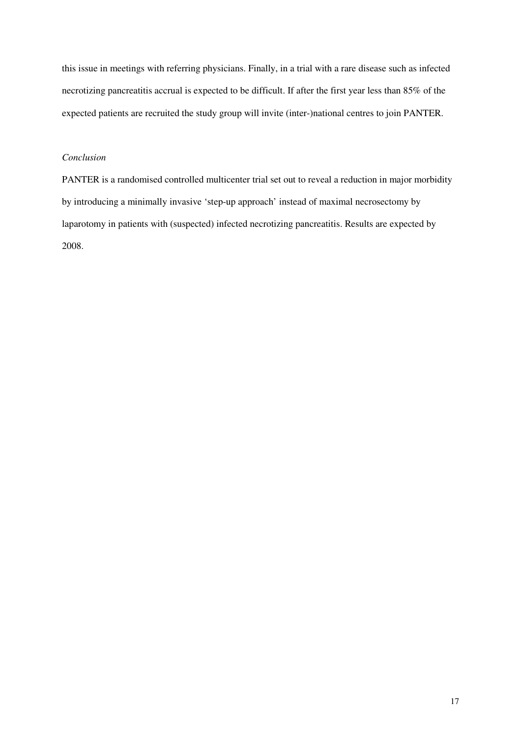this issue in meetings with referring physicians. Finally, in a trial with a rare disease such as infected necrotizing pancreatitis accrual is expected to be difficult. If after the first year less than 85% of the expected patients are recruited the study group will invite (inter-)national centres to join PANTER.

*Conclusion*

PANTER is a randomised controlled multicenter trial set out to reveal a reduction in major morbidity by introducing a minimally invasive 'step-up approach' instead of maximal necrosectomy by laparotomy in patients with (suspected) infected necrotizing pancreatitis. Results are expected by 2008.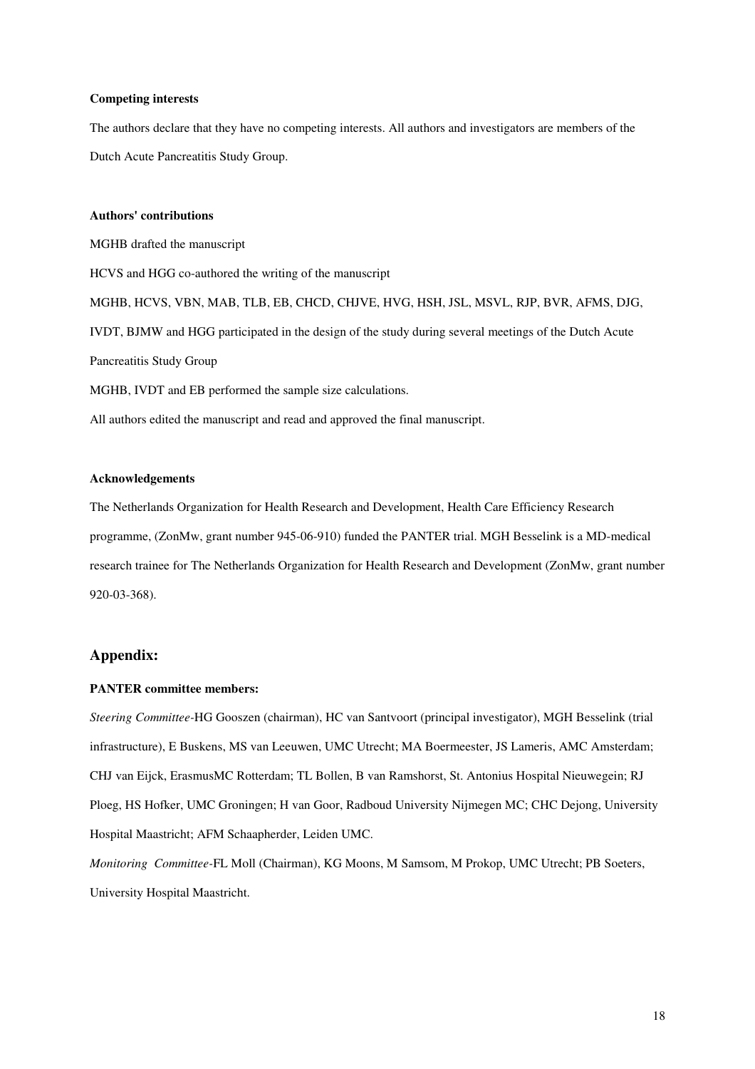**Competing interests**

The authors declare that they have no competing interests. All authors and investigators are members of the Dutch Acute Pancreatitis Study Group.

**Authors' contributions**

MGHB drafted the manuscript

HCVS and HGG co-authored the writing of the manuscript

MGHB, HCVS, VBN, MAB, TLB, EB, CHCD, CHJVE, HVG, HSH, JSL, MSVL, RJP, BVR, AFMS, DJG, IVDT, BJMW and HGG participated in the design of the study during several meetings of the Dutch Acute Pancreatitis Study Group

MGHB, IVDT and EB performed the sample size calculations.

All authors edited the manuscript and read and approved the final manuscript.

**Acknowledgements**

The Netherlands Organization for Health Research and Development, Health Care Efficiency Research programme, (ZonMw, grant number 945-06-910) funded the PANTER trial. MGH Besselink is a MD-medical research trainee for The Netherlands Organization for Health Research and Development (ZonMw, grant number 920-03-368).

## Appendix:

**PANTER committee members:**

*Steering Committee*-HG Gooszen (chairman), HC van Santvoort (principal investigator), MGH Besselink (trial infrastructure), E Buskens, MS van Leeuwen, UMC Utrecht; MA Boermeester, JS Lameris, AMC Amsterdam; CHJ van Eijck, ErasmusMC Rotterdam; TL Bollen, B van Ramshorst, St. Antonius Hospital Nieuwegein; RJ Ploeg, HS Hofker, UMC Groningen; H van Goor, Radboud University Nijmegen MC; CHC Dejong, University Hospital Maastricht; AFM Schaapherder, Leiden UMC.

*Monitoring Committee*-FL Moll (Chairman), KG Moons, M Samsom, M Prokop, UMC Utrecht; PB Soeters, University Hospital Maastricht.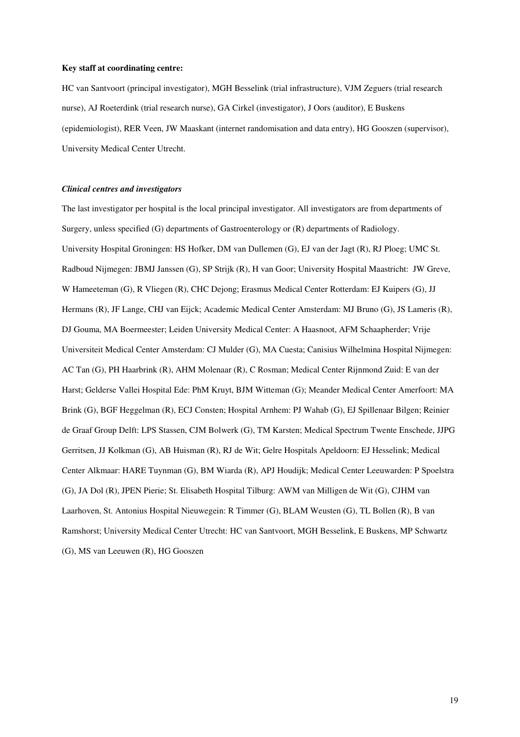**Key staff at coordinating centre:**

HC van Santvoort (principal investigator), MGH Besselink (trial infrastructure), VJM Zeguers (trial research nurse), AJ Roeterdink (trial research nurse), GA Cirkel (investigator), J Oors (auditor), E Buskens (epidemiologist), RER Veen, JW Maaskant (internet randomisation and data entry), HG Gooszen (supervisor), University Medical Center Utrecht.

***Clinical centres and investigators***

The last investigator per hospital is the local principal investigator. All investigators are from departments of Surgery, unless specified (G) departments of Gastroenterology or (R) departments of Radiology.

University Hospital Groningen: HS Hofker, DM van Dullemen (G), EJ van der Jagt (R), RJ Ploeg; UMC St. Radboud Nijmegen: JBMJ Janssen (G), SP Strijk (R), H van Goor; University Hospital Maastricht: JW Greve, W Hameeteman (G), R Vliegen (R), CHC Dejong; Erasmus Medical Center Rotterdam: EJ Kuipers (G), JJ Hermans (R), JF Lange, CHJ van Eijck; Academic Medical Center Amsterdam: MJ Bruno (G), JS Lameris (R), DJ Gouma, MA Boermeester; Leiden University Medical Center: A Haasnoot, AFM Schaapherder; Vrije Universiteit Medical Center Amsterdam: CJ Mulder (G), MA Cuesta; Canisius Wilhelmina Hospital Nijmegen: AC Tan (G), PH Haarbrink (R), AHM Molenaar (R), C Rosman; Medical Center Rijnmond Zuid: E van der Harst; Gelderse Vallei Hospital Ede: PhM Kruyt, BJM Witteman (G); Meander Medical Center Amerfoort: MA Brink (G), BGF Heggelman (R), ECJ Consten; Hospital Arnhem: PJ Wahab (G), EJ Spillenaar Bilgen; Reinier de Graaf Group Delft: LPS Stassen, CJM Bolwerk (G), TM Karsten; Medical Spectrum Twente Enschede, JJPG Gerritsen, JJ Kolkman (G), AB Huisman (R), RJ de Wit; Gelre Hospitals Apeldoorn: EJ Hesselink; Medical Center Alkmaar: HARE Tuynman (G), BM Wiarda (R), APJ Houdijk; Medical Center Leeuwarden: P Spoelstra (G), JA Dol (R), JPEN Pierie; St. Elisabeth Hospital Tilburg: AWM van Milligen de Wit (G), CJHM van Laarhoven, St. Antonius Hospital Nieuwegein: R Timmer (G), BLAM Weusten (G), TL Bollen (R), B van Ramshorst; University Medical Center Utrecht: HC van Santvoort, MGH Besselink, E Buskens, MP Schwartz (G), MS van Leeuwen (R), HG Gooszen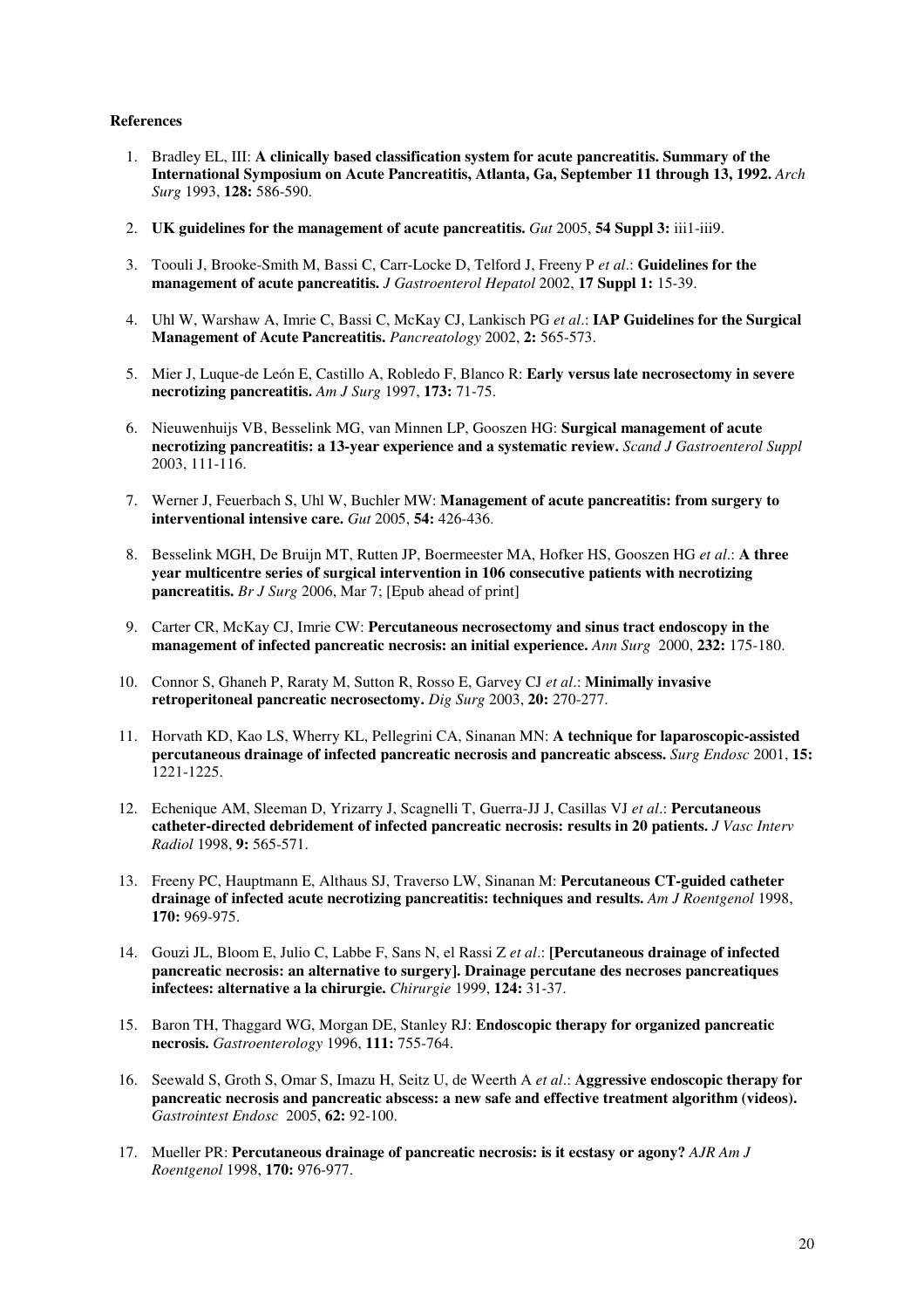**References**

1. Bradley EL, III: **A clinically based classification system for acute pancreatitis. Summary of the International Symposium on Acute Pancreatitis, Atlanta, Ga, September 11 through 13, 1992.** *Arch Surg* 1993, **128:** 586-590.

2. **UK guidelines for the management of acute pancreatitis.** *Gut* 2005, **54 Suppl 3:** iii1-iii9.

3. Toouli J, Brooke-Smith M, Bassi C, Carr-Locke D, Telford J, Freeny P *et al*.: **Guidelines for the management of acute pancreatitis.** *J Gastroenterol Hepatol* 2002, **17 Suppl 1:** 15-39.

4. Uhl W, Warshaw A, Imrie C, Bassi C, McKay CJ, Lankisch PG *et al*.: **IAP Guidelines for the Surgical Management of Acute Pancreatitis.** *Pancreatology* 2002, **2:** 565-573.

5. Mier J, Luque-de León E, Castillo A, Robledo F, Blanco R: **Early versus late necrosectomy in severe necrotizing pancreatitis.** *Am J Surg* 1997, **173:** 71-75.

6. Nieuwenhuijs VB, Besselink MG, van Minnen LP, Gooszen HG: **Surgical management of acute necrotizing pancreatitis: a 13-year experience and a systematic review.** *Scand J Gastroenterol Suppl* 2003, 111-116.

7. Werner J, Feuerbach S, Uhl W, Buchler MW: **Management of acute pancreatitis: from surgery to interventional intensive care.** *Gut* 2005, **54:** 426-436.

8. Besselink MGH, De Bruijn MT, Rutten JP, Boermeester MA, Hofker HS, Gooszen HG *et al*.: **A three year multicentre series of surgical intervention in 106 consecutive patients with necrotizing pancreatitis.** *Br J Surg* 2006, Mar 7; [Epub ahead of print]

9. Carter CR, McKay CJ, Imrie CW: **Percutaneous necrosectomy and sinus tract endoscopy in the management of infected pancreatic necrosis: an initial experience.** *Ann Surg* 2000, **232:** 175-180.

10. Connor S, Ghaneh P, Raraty M, Sutton R, Rosso E, Garvey CJ *et al*.: **Minimally invasive retroperitoneal pancreatic necrosectomy.** *Dig Surg* 2003, **20:** 270-277.

11. Horvath KD, Kao LS, Wherry KL, Pellegrini CA, Sinanan MN: **A technique for laparoscopic-assisted percutaneous drainage of infected pancreatic necrosis and pancreatic abscess.** *Surg Endosc* 2001, **15:** 1221-1225.

12. Echenique AM, Sleeman D, Yrizarry J, Scagnelli T, Guerra-JJ J, Casillas VJ *et al*.: **Percutaneous catheter-directed debridement of infected pancreatic necrosis: results in 20 patients.** *J Vasc Interv Radiol* 1998, **9:** 565-571.

13. Freeny PC, Hauptmann E, Althaus SJ, Traverso LW, Sinanan M: **Percutaneous CT-guided catheter drainage of infected acute necrotizing pancreatitis: techniques and results.** *Am J Roentgenol* 1998, **170:** 969-975.

14. Gouzi JL, Bloom E, Julio C, Labbe F, Sans N, el Rassi Z *et al*.: **[Percutaneous drainage of infected pancreatic necrosis: an alternative to surgery]. Drainage percutane des necroses pancreatiques infectees: alternative a la chirurgie.** *Chirurgie* 1999, **124:** 31-37.

15. Baron TH, Thaggard WG, Morgan DE, Stanley RJ: **Endoscopic therapy for organized pancreatic necrosis.** *Gastroenterology* 1996, **111:** 755-764.

16. Seewald S, Groth S, Omar S, Imazu H, Seitz U, de Weerth A *et al*.: **Aggressive endoscopic therapy for pancreatic necrosis and pancreatic abscess: a new safe and effective treatment algorithm (videos).** *Gastrointest Endosc* 2005, **62:** 92-100.

17. Mueller PR: **Percutaneous drainage of pancreatic necrosis: is it ecstasy or agony?** *AJR Am J Roentgenol* 1998, **170:** 976-977.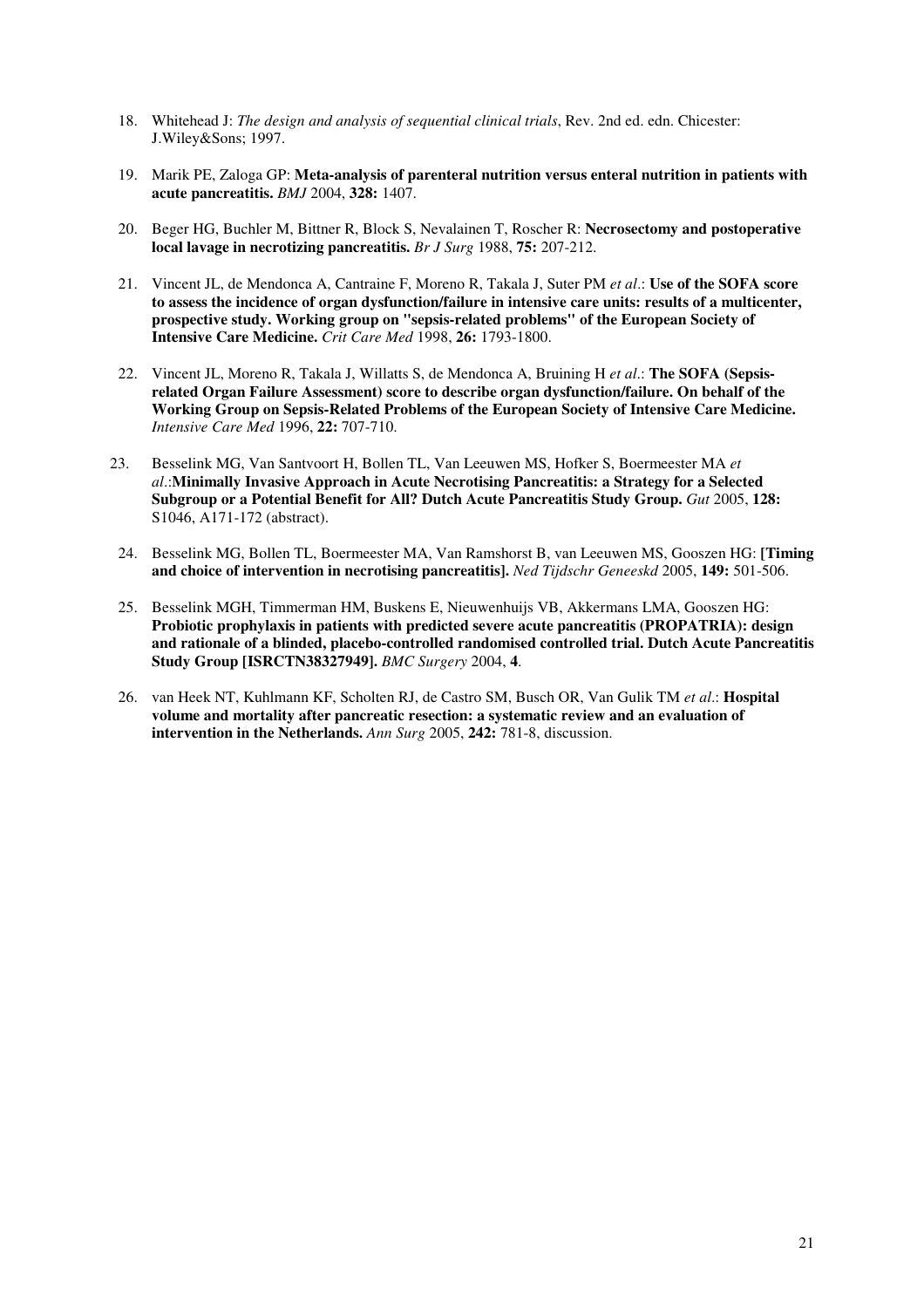18. Whitehead J: *The design and analysis of sequential clinical trials*, Rev. 2nd ed. edn. Chicester: J.Wiley&Sons; 1997.

19. Marik PE, Zaloga GP: **Meta-analysis of parenteral nutrition versus enteral nutrition in patients with acute pancreatitis.** *BMJ* 2004, **328:** 1407.

20. Beger HG, Buchler M, Bittner R, Block S, Nevalainen T, Roscher R: **Necrosectomy and postoperative local lavage in necrotizing pancreatitis.** *Br J Surg* 1988, **75:** 207-212.

21. Vincent JL, de Mendonca A, Cantraine F, Moreno R, Takala J, Suter PM *et al*.: **Use of the SOFA score to assess the incidence of organ dysfunction/failure in intensive care units: results of a multicenter, prospective study. Working group on "sepsis-related problems" of the European Society of Intensive Care Medicine.** *Crit Care Med* 1998, **26:** 1793-1800.

22. Vincent JL, Moreno R, Takala J, Willatts S, de Mendonca A, Bruining H *et al*.: **The SOFA (Sepsis-related Organ Failure Assessment) score to describe organ dysfunction/failure. On behalf of the Working Group on Sepsis-Related Problems of the European Society of Intensive Care Medicine.** *Intensive Care Med* 1996, **22:** 707-710.

23. Besselink MG, Van Santvoort H, Bollen TL, Van Leeuwen MS, Hofker S, Boermeester MA *et al*.:**Minimally Invasive Approach in Acute Necrotising Pancreatitis: a Strategy for a Selected Subgroup or a Potential Benefit for All? Dutch Acute Pancreatitis Study Group.** *Gut* 2005, **128:** S1046, A171-172 (abstract).

24. Besselink MG, Bollen TL, Boermeester MA, Van Ramshorst B, van Leeuwen MS, Gooszen HG: **[Timing and choice of intervention in necrotising pancreatitis].** *Ned Tijdschr Geneeskd* 2005, **149:** 501-506.

25. Besselink MGH, Timmerman HM, Buskens E, Nieuwenhuijs VB, Akkermans LMA, Gooszen HG: **Probiotic prophylaxis in patients with predicted severe acute pancreatitis (PROPATRIA): design and rationale of a blinded, placebo-controlled randomised controlled trial. Dutch Acute Pancreatitis Study Group [ISRCTN38327949].** *BMC Surgery* 2004, **4**.

26. van Heek NT, Kuhlmann KF, Scholten RJ, de Castro SM, Busch OR, Van Gulik TM *et al*.: **Hospital volume and mortality after pancreatic resection: a systematic review and an evaluation of intervention in the Netherlands.** *Ann Surg* 2005, **242:** 781-8, discussion.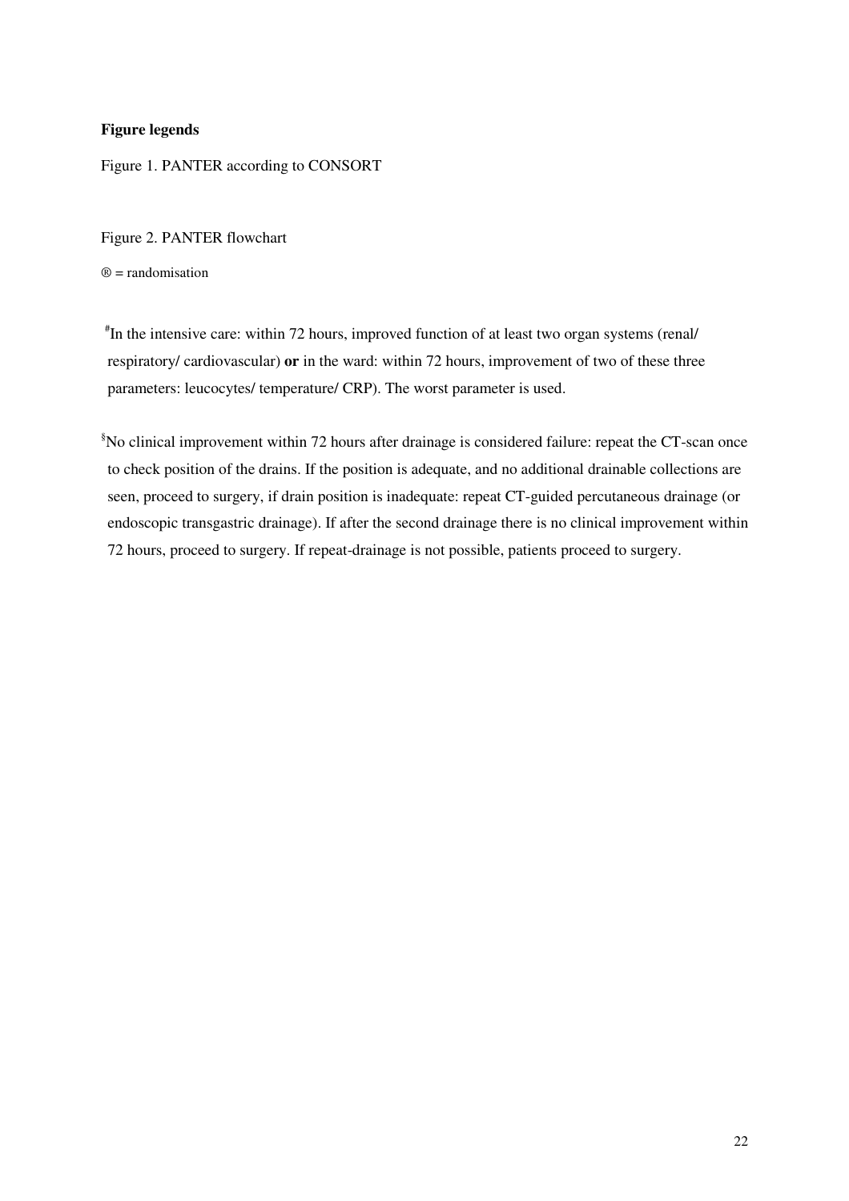**Figure legends**

Figure 1. PANTER according to CONSORT

Figure 2. PANTER flowchart

® = randomisation

[#]In the intensive care: within 72 hours, improved function of at least two organ systems (renal/ respiratory/ cardiovascular) **or** in the ward: within 72 hours, improvement of two of these three parameters: leucocytes/ temperature/ CRP). The worst parameter is used.

[§]No clinical improvement within 72 hours after drainage is considered failure: repeat the CT-scan once to check position of the drains. If the position is adequate, and no additional drainable collections are seen, proceed to surgery, if drain position is inadequate: repeat CT-guided percutaneous drainage (or endoscopic transgastric drainage). If after the second drainage there is no clinical improvement within 72 hours, proceed to surgery. If repeat-drainage is not possible, patients proceed to surgery.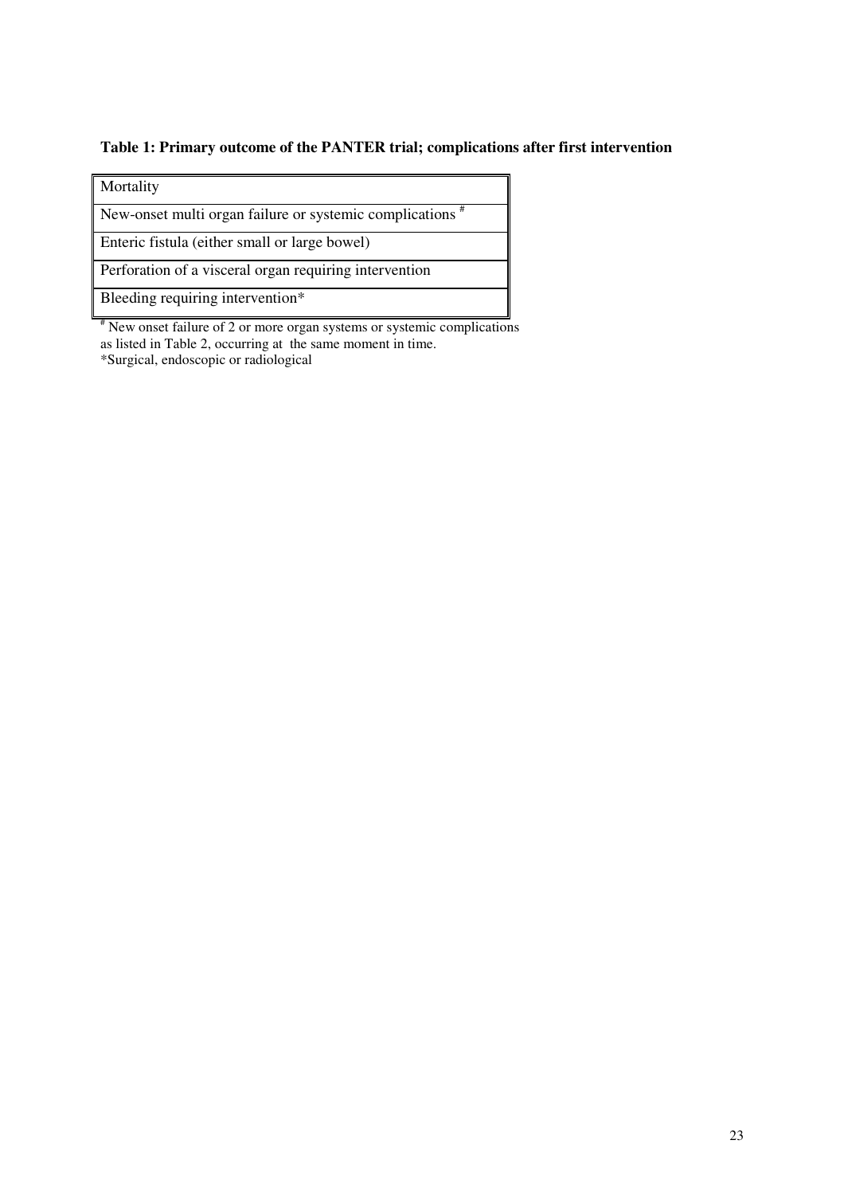**Table 1: Primary outcome of the PANTER trial; complications after first intervention**

| Mortality |
|---|
| New-onset multi organ failure or systemic complications # |
| Enteric fistula (either small or large bowel) |
| Perforation of a visceral organ requiring intervention |
| Bleeding requiring intervention* |

# New onset failure of 2 or more organ systems or systemic complications as listed in Table 2, occurring at the same moment in time.

*Surgical, endoscopic or radiological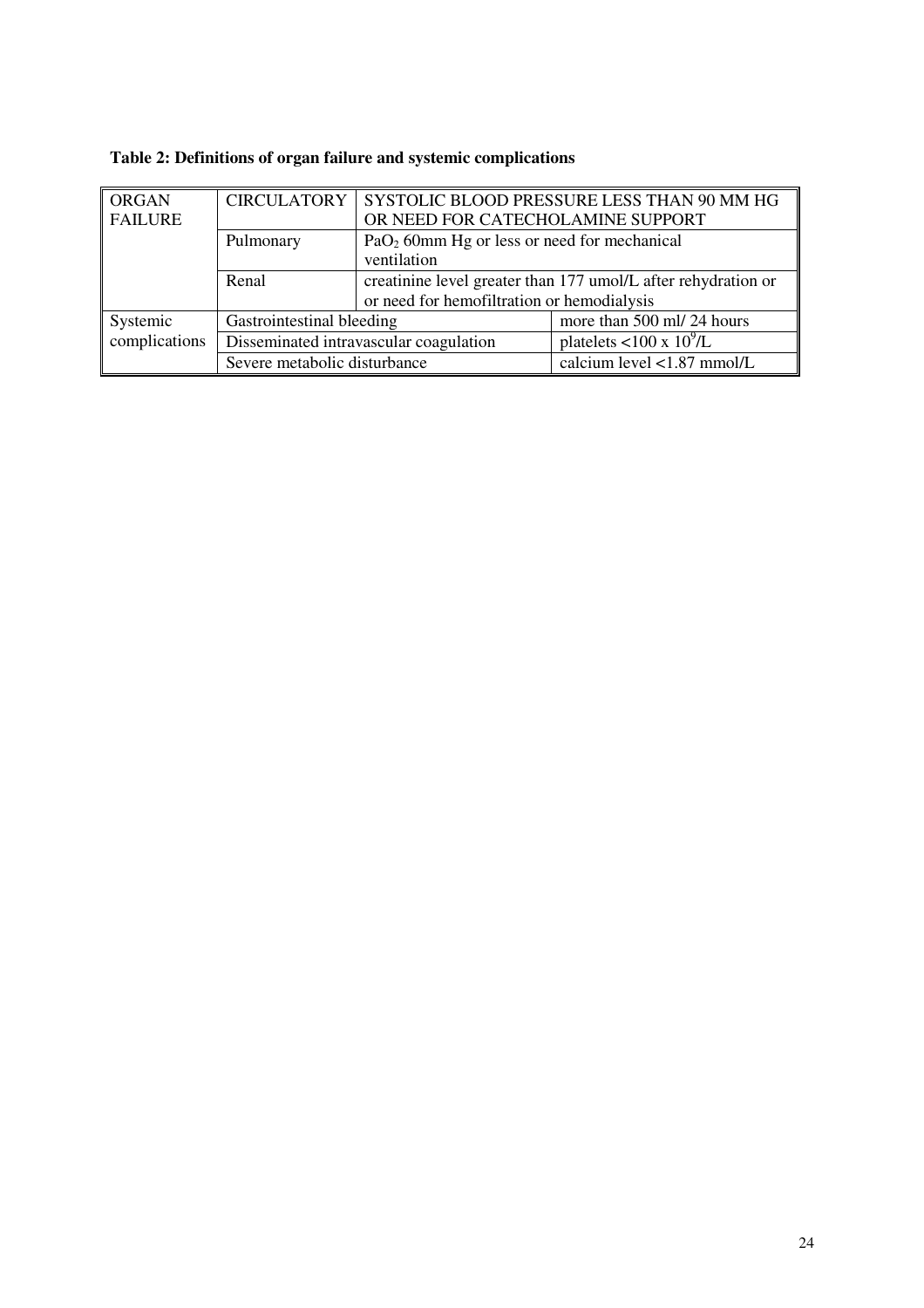**Table 2: Definitions of organ failure and systemic complications**

| | | | |
|---|---|---|---|
| ORGAN FAILURE | CIRCULATORY | SYSTOLIC BLOOD PRESSURE LESS THAN 90 MM HG OR NEED FOR CATECHOLAMINE SUPPORT | |
| | Pulmonary | $PaO_2$ 60mm Hg or less or need for mechanical ventilation | |
| | Renal | creatinine level greater than 177 umol/L after rehydration or or need for hemofiltration or hemodialysis | |
| Systemic complications | Gastrointestinal bleeding | | more than 500 ml/ 24 hours |
| | Disseminated intravascular coagulation | | platelets $<100 \times 10^9$/L |
| | Severe metabolic disturbance | | calcium level <1.87 mmol/L |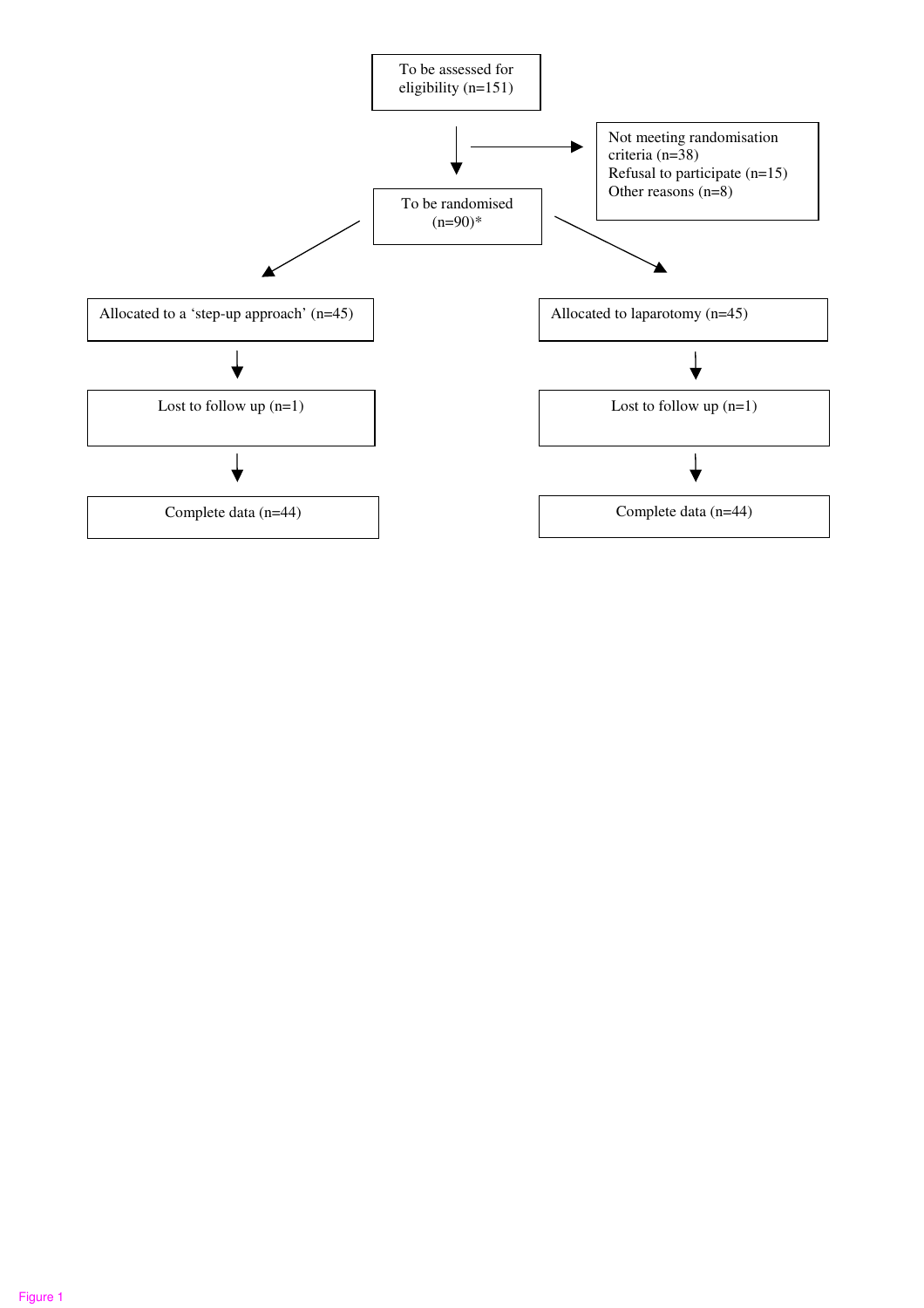To be assessed for eligibility (n=151)

Not meeting randomisation criteria (n=38)
Refusal to participate (n=15)
Other reasons (n=8)

To be randomised (n=90)*

| Allocated to a 'step-up approach' (n=45) | Allocated to laparotomy (n=45) |
| --- | --- |
| Lost to follow up (n=1) | Lost to follow up (n=1) |
| Complete data (n=44) | Complete data (n=44) |

Figure 1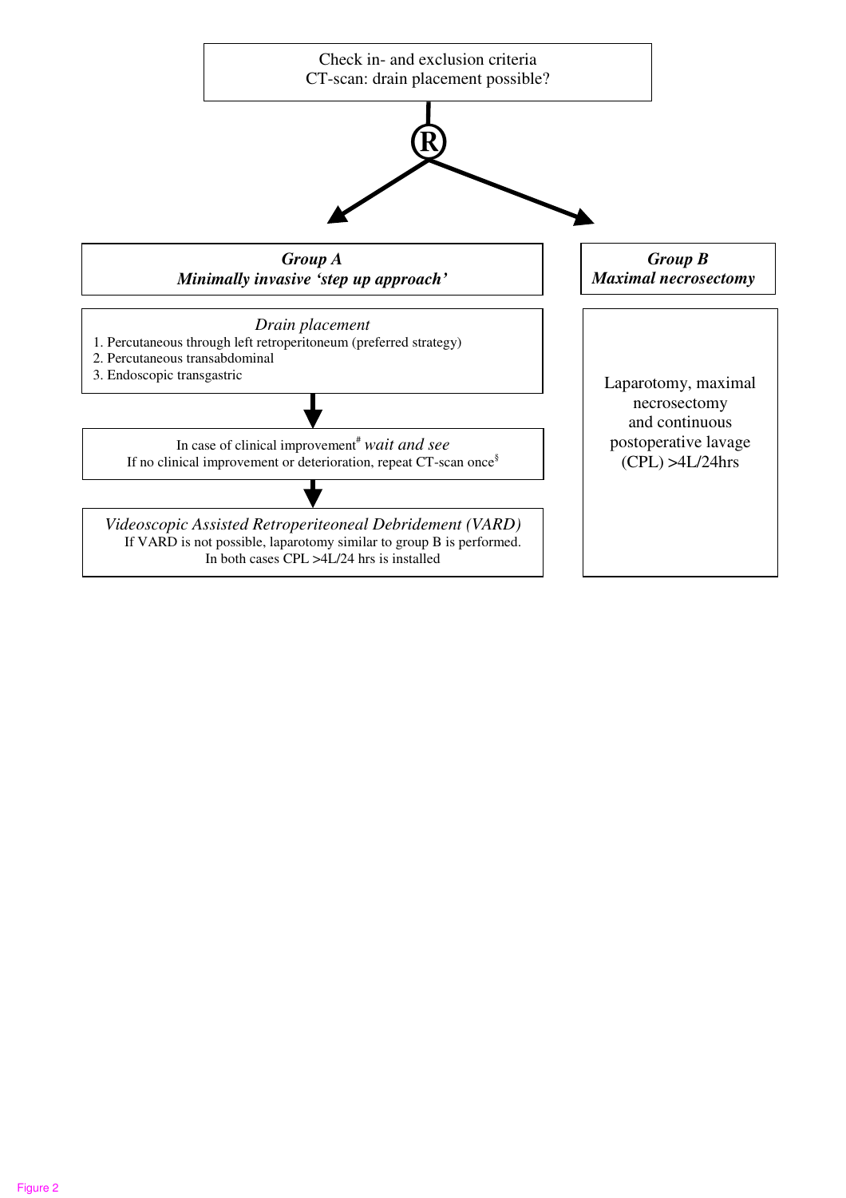Check in- and exclusion criteria
CT-scan: drain placement possible?

R

***Group A***
***Minimally invasive 'step up approach'***

*Drain placement*

1. Percutaneous through left retroperitoneum (preferred strategy)
2. Percutaneous transabdominal
3. Endoscopic transgastric

In case of clinical improvement[#] *wait and see*
If no clinical improvement or deterioration, repeat CT-scan once[§]

*Videoscopic Assisted Retroperiteoneal Debridement (VARD)*
If VARD is not possible, laparotomy similar to group B is performed.
In both cases CPL >4L/24 hrs is installed

***Group B***
***Maximal necrosectomy***

Laparotomy, maximal necrosectomy and continuous postoperative lavage (CPL) >4L/24hrs

Figure 2